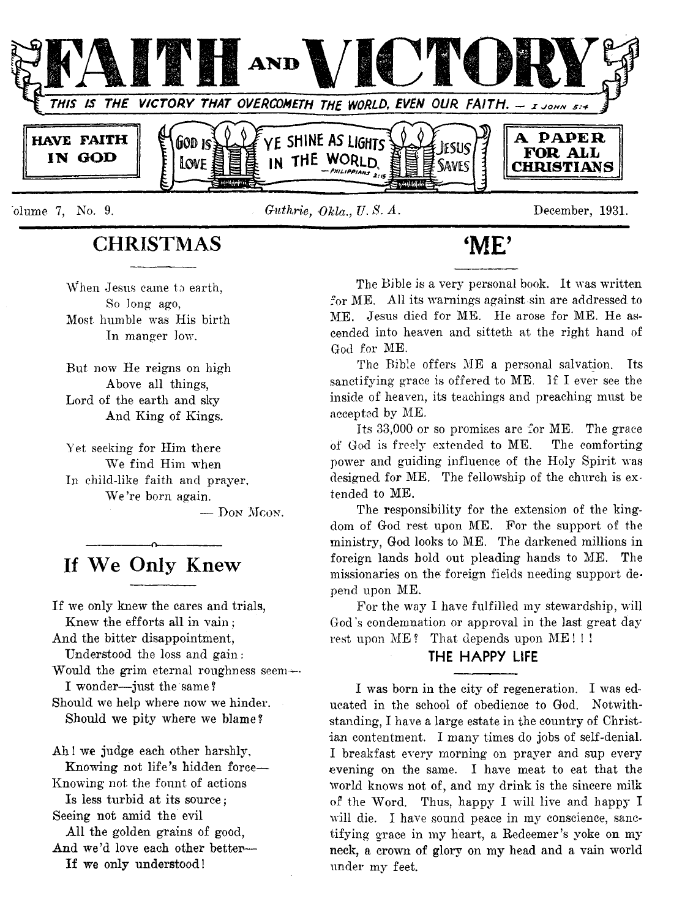# FAITH AND VICTORY

THIS IS THE VICTORY THAT OVERCOMETH THE WORLD, EVEN OUR FAITH. — I JOHN 5:4

HAVE FAITH IN GOD

GOD IS LOVE — YE SHINE AS LIGHTS IN THE WORLD — PHILIPPIANS 2:15 — JESUS SAVES

A PAPER FOR ALL CHRISTIANS

'olume 7, No. 9. *Guthrie, Okla., U. S. A.* December, 1931.

## CHRISTMAS

When Jesus came to earth,
So long ago,
Most humble was His birth
In manger low.

But now He reigns on high
Above all things,
Lord of the earth and sky
And King of Kings.

Yet seeking for Him there
We find Him when
In child-like faith and prayer,
We're born again.

— Don Moon.

## If We Only Knew

If we only knew the cares and trials,
Knew the efforts all in vain;
And the bitter disappointment,
Understood the loss and gain:
Would the grim eternal roughness seem—
I wonder—just the same?
Should we help where now we hinder.
Should we pity where we blame?

Ah! we judge each other harshly,
Knowing not life's hidden force—
Knowing not the fount of actions
Is less turbid at its source;
Seeing not amid the evil
All the golden grains of good,
And we'd love each other better—
If we only understood!

## 'ME'

The Bible is a very personal book. It was written for ME. All its warnings against sin are addressed to ME. Jesus died for ME. He arose for ME. He ascended into heaven and sitteth at the right hand of God for ME.

The Bible offers ME a personal salvation. Its sanctifying grace is offered to ME. If I ever see the inside of heaven, its teachings and preaching must be accepted by ME.

Its 33,000 or so promises are for ME. The grace of God is freely extended to ME. The comforting power and guiding influence of the Holy Spirit was designed for ME. The fellowship of the church is extended to ME.

The responsibility for the extension of the kingdom of God rest upon ME. For the support of the ministry, God looks to ME. The darkened millions in foreign lands hold out pleading hands to ME. The missionaries on the foreign fields needing support depend upon ME.

For the way I have fulfilled my stewardship, will God's condemnation or approval in the last great day rest upon ME? That depends upon ME! ! !

### THE HAPPY LIFE

I was born in the city of regeneration. I was educated in the school of obedience to God. Notwithstanding, I have a large estate in the country of Christian contentment. I many times do jobs of self-denial. I breakfast every morning on prayer and sup every evening on the same. I have meat to eat that the world knows not of, and my drink is the sincere milk of the Word. Thus, happy I will live and happy I will die. I have sound peace in my conscience, sanctifying grace in my heart, a Redeemer's yoke on my neck, a crown of glory on my head and a vain world under my feet.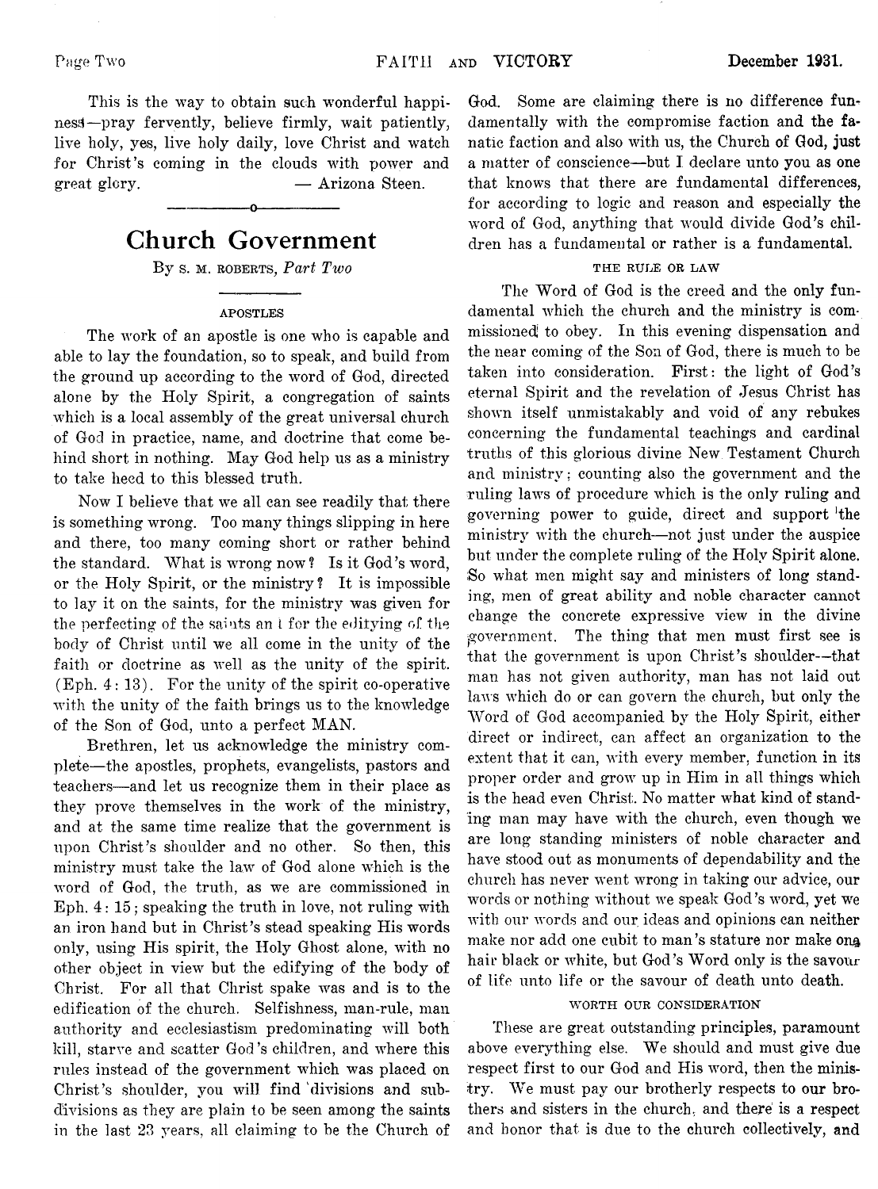This is the way to obtain such wonderful happiness—pray fervently, believe firmly, wait patiently, live holy, yes, live holy daily, love Christ and watch for Christ's coming in the clouds with power and great glory. — Arizona Steen.

---

# Church Government

By S. M. ROBERTS, *Part Two*

### APOSTLES

The work of an apostle is one who is capable and able to lay the foundation, so to speak, and build from the ground up according to the word of God, directed alone by the Holy Spirit, a congregation of saints which is a local assembly of the great universal church of God in practice, name, and doctrine that come behind short in nothing. May God help us as a ministry to take heed to this blessed truth.

Now I believe that we all can see readily that there is something wrong. Too many things slipping in here and there, too many coming short or rather behind the standard. What is wrong now? Is it God's word, or the Holy Spirit, or the ministry? It is impossible to lay it on the saints, for the ministry was given for the perfecting of the saints and for the edifying of the body of Christ until we all come in the unity of the faith or doctrine as well as the unity of the spirit. (Eph. 4: 13). For the unity of the spirit co-operative with the unity of the faith brings us to the knowledge of the Son of God, unto a perfect MAN.

Brethren, let us acknowledge the ministry complete—the apostles, prophets, evangelists, pastors and teachers—and let us recognize them in their place as they prove themselves in the work of the ministry, and at the same time realize that the government is upon Christ's shoulder and no other. So then, this ministry must take the law of God alone which is the word of God, the truth, as we are commissioned in Eph. 4: 15; speaking the truth in love, not ruling with an iron hand but in Christ's stead speaking His words only, using His spirit, the Holy Ghost alone, with no other object in view but the edifying of the body of Christ. For all that Christ spake was and is to the edification of the church. Selfishness, man-rule, man authority and ecclesiastism predominating will both kill, starve and scatter God's children, and where this rules instead of the government which was placed on Christ's shoulder, you will find divisions and subdivisions as they are plain to be seen among the saints in the last 23 years, all claiming to be the Church of God. Some are claiming there is no difference fundamentally with the compromise faction and the fanatic faction and also with us, the Church of God, just a matter of conscience—but I declare unto you as one that knows that there are fundamental differences, for according to logic and reason and especially the word of God, anything that would divide God's children has a fundamental or rather is a fundamental.

### THE RULE OR LAW

The Word of God is the creed and the only fundamental which the church and the ministry is commissioned to obey. In this evening dispensation and the near coming of the Son of God, there is much to be taken into consideration. First: the light of God's eternal Spirit and the revelation of Jesus Christ has shown itself unmistakably and void of any rebukes concerning the fundamental teachings and cardinal truths of this glorious divine New Testament Church and ministry; counting also the government and the ruling laws of procedure which is the only ruling and governing power to guide, direct and support the ministry with the church—not just under the auspice but under the complete ruling of the Holy Spirit alone. So what men might say and ministers of long standing, men of great ability and noble character cannot change the concrete expressive view in the divine government. The thing that men must first see is that the government is upon Christ's shoulder—that man has not given authority, man has not laid out laws which do or can govern the church, but only the Word of God accompanied by the Holy Spirit, either direct or indirect, can affect an organization to the extent that it can, with every member, function in its proper order and grow up in Him in all things which is the head even Christ. No matter what kind of standing man may have with the church, even though we are long standing ministers of noble character and have stood out as monuments of dependability and the church has never went wrong in taking our advice, our words or nothing without we speak God's word, yet we with our words and our ideas and opinions can neither make nor add one cubit to man's stature nor make one hair black or white, but God's Word only is the savour of life unto life or the savour of death unto death.

### WORTH OUR CONSIDERATION

These are great outstanding principles, paramount above everything else. We should and must give due respect first to our God and His word, then the ministry. We must pay our brotherly respects to our brothers and sisters in the church, and there is a respect and honor that is due to the church collectively, and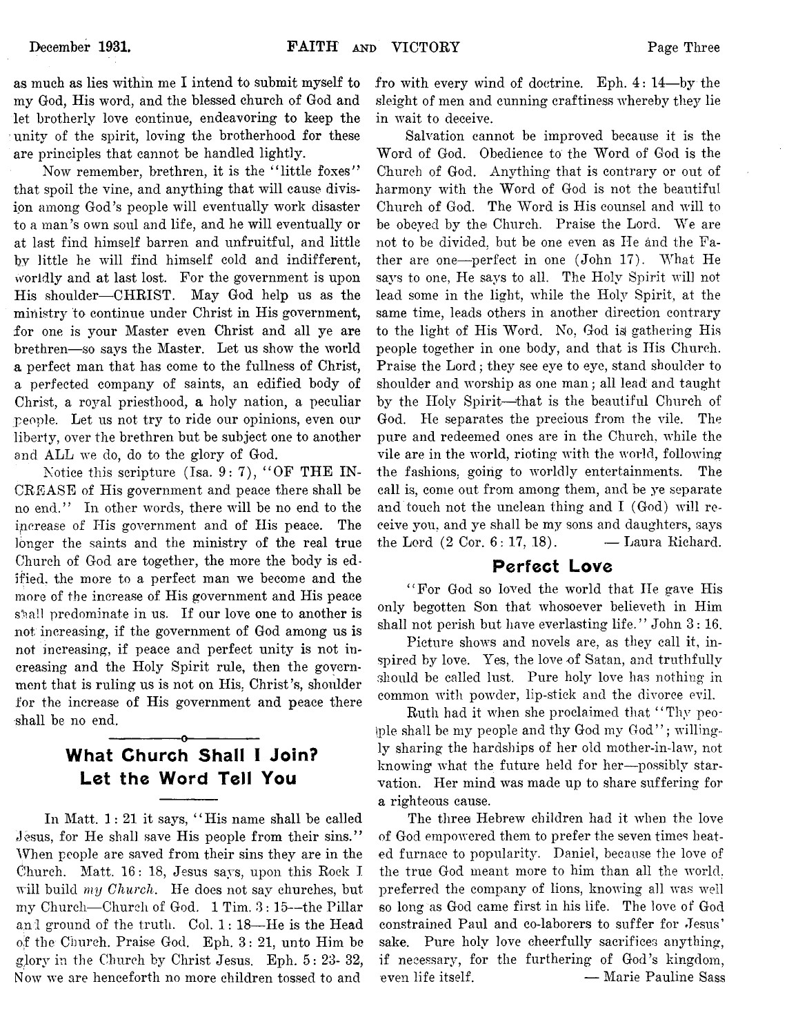as much as lies within me I intend to submit myself to my God, His word, and the blessed church of God and let brotherly love continue, endeavoring to keep the unity of the spirit, loving the brotherhood for these are principles that cannot be handled lightly.

Now remember, brethren, it is the "little foxes" that spoil the vine, and anything that will cause division among God's people will eventually work disaster to a man's own soul and life, and he will eventually or at last find himself barren and unfruitful, and little by little he will find himself cold and indifferent, worldly and at last lost. For the government is upon His shoulder—CHRIST. May God help us as the ministry to continue under Christ in His government, for one is your Master even Christ and all ye are brethren—so says the Master. Let us show the world a perfect man that has come to the fullness of Christ, a perfected company of saints, an edified body of Christ, a royal priesthood, a holy nation, a peculiar people. Let us not try to ride our opinions, even our liberty, over the brethren but be subject one to another and ALL we do, do to the glory of God.

Notice this scripture (Isa. 9: 7), "OF THE INCREASE of His government and peace there shall be no end." In other words, there will be no end to the increase of His government and of His peace. The longer the saints and the ministry of the real true Church of God are together, the more the body is edified, the more to a perfect man we become and the more of the increase of His government and His peace shall predominate in us. If our love one to another is not increasing, if the government of God among us is not increasing, if peace and perfect unity is not increasing and the Holy Spirit rule, then the government that is ruling us is not on His, Christ's, shoulder for the increase of His government and peace there shall be no end.

## What Church Shall I Join? Let the Word Tell You

In Matt. 1: 21 it says, "His name shall be called Jesus, for He shall save His people from their sins." When people are saved from their sins they are in the Church. Matt. 16: 18, Jesus says, upon this Rock I will build *my Church*. He does not say churches, but my Church—Church of God. 1 Tim. 3: 15—the Pillar and ground of the truth. Col. 1: 18—He is the Head of the Church. Praise God. Eph. 3: 21, unto Him be glory in the Church by Christ Jesus. Eph. 5: 23- 32, Now we are henceforth no more children tossed to and fro with every wind of doctrine. Eph. 4: 14—by the sleight of men and cunning craftiness whereby they lie in wait to deceive.

Salvation cannot be improved because it is the Word of God. Obedience to the Word of God is the Church of God. Anything that is contrary or out of harmony with the Word of God is not the beautiful Church of God. The Word is His counsel and will to be obeyed by the Church. Praise the Lord. We are not to be divided, but be one even as He and the Father are one—perfect in one (John 17). What He says to one, He says to all. The Holy Spirit will not lead some in the light, while the Holy Spirit, at the same time, leads others in another direction contrary to the light of His Word. No, God is gathering His people together in one body, and that is His Church. Praise the Lord; they see eye to eye, stand shoulder to shoulder and worship as one man; all lead and taught by the Holy Spirit—that is the beautiful Church of God. He separates the precious from the vile. The pure and redeemed ones are in the Church, while the vile are in the world, rioting with the world, following the fashions, going to worldly entertainments. The call is, come out from among them, and be ye separate and touch not the unclean thing and I (God) will receive you, and ye shall be my sons and daughters, says the Lord (2 Cor. 6: 17, 18). — Laura Richard.

## Perfect Love

"For God so loved the world that He gave His only begotten Son that whosoever believeth in Him shall not perish but have everlasting life." John 3: 16.

Picture shows and novels are, as they call it, inspired by love. Yes, the love of Satan, and truthfully should be called lust. Pure holy love has nothing in common with powder, lip-stick and the divorce evil.

Ruth had it when she proclaimed that "Thy people shall be my people and thy God my God"; willingly sharing the hardships of her old mother-in-law, not knowing what the future held for her—possibly starvation. Her mind was made up to share suffering for a righteous cause.

The three Hebrew children had it when the love of God empowered them to prefer the seven times heated furnace to popularity. Daniel, because the love of the true God meant more to him than all the world, preferred the company of lions, knowing all was well so long as God came first in his life. The love of God constrained Paul and co-laborers to suffer for Jesus' sake. Pure holy love cheerfully sacrifices anything, if necessary, for the furthering of God's kingdom, even life itself. — Marie Pauline Sass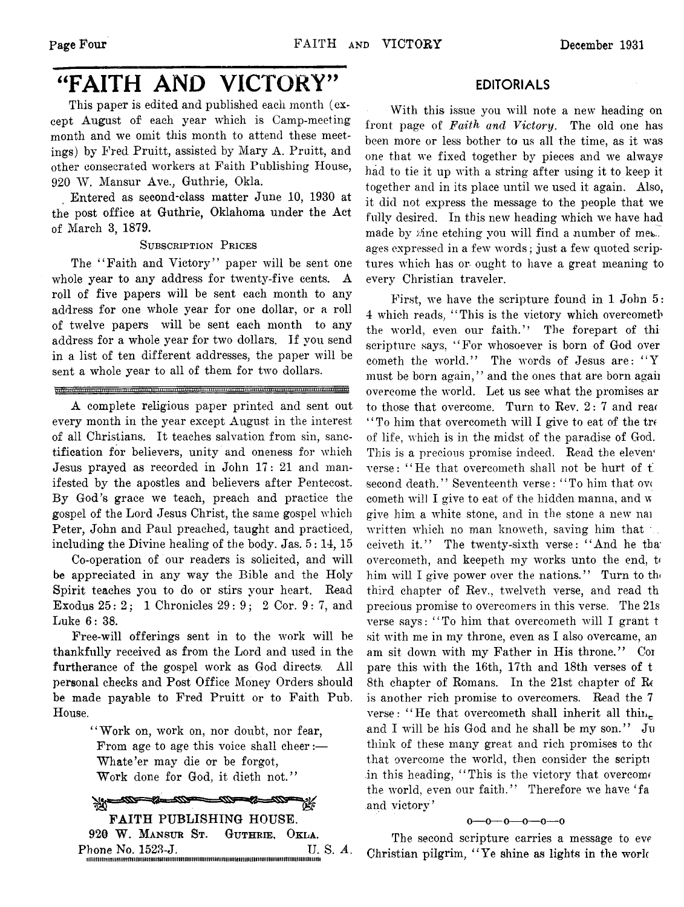# "FAITH AND VICTORY"

This paper is edited and published each month (except August of each year which is Camp-meeting month and we omit this month to attend these meetings) by Fred Pruitt, assisted by Mary A. Pruitt, and other consecrated workers at Faith Publishing House, 920 W. Mansur Ave., Guthrie, Okla.

Entered as second-class matter June 10, 1930 at the post office at Guthrie, Oklahoma under the Act of March 3, 1879.

SUBSCRIPTION PRICES

The "Faith and Victory" paper will be sent one whole year to any address for twenty-five cents. A roll of five papers will be sent each month to any address for one whole year for one dollar, or a roll of twelve papers will be sent each month to any address for a whole year for two dollars. If you send in a list of ten different addresses, the paper will be sent a whole year to all of them for two dollars.

---

A complete religious paper printed and sent out every month in the year except August in the interest of all Christians. It teaches salvation from sin, sanctification for believers, unity and oneness for which Jesus prayed as recorded in John 17: 21 and manifested by the apostles and believers after Pentecost. By God's grace we teach, preach and practice the gospel of the Lord Jesus Christ, the same gospel which Peter, John and Paul preached, taught and practiced, including the Divine healing of the body. Jas. 5: 14, 15

Co-operation of our readers is solicited, and will be appreciated in any way the Bible and the Holy Spirit teaches you to do or stirs your heart. Read Exodus 25: 2; 1 Chronicles 29: 9; 2 Cor. 9: 7, and Luke 6: 38.

Free-will offerings sent in to the work will be thankfully received as from the Lord and used in the furtherance of the gospel work as God directs. All personal checks and Post Office Money Orders should be made payable to Fred Pruitt or to Faith Pub. House.

> "Work on, work on, nor doubt, nor fear,
> From age to age this voice shall cheer:—
> Whate'er may die or be forgot,
> Work done for God, it dieth not."

FAITH PUBLISHING HOUSE.
920 W. MANSUR ST. GUTHRIE, OKLA.
Phone No. 1523-J. U. S. A.

## EDITORIALS

With this issue you will note a new heading on front page of *Faith and Victory*. The old one has been more or less bother to us all the time, as it was one that we fixed together by pieces and we always had to tie it up with a string after using it to keep it together and in its place until we used it again. Also, it did not express the message to the people that we fully desired. In this new heading which we have had made by zinc etching you will find a number of messages expressed in a few words; just a few quoted scriptures which has or ought to have a great meaning to every Christian traveler.

First, we have the scripture found in 1 John 5: 4 which reads, "This is the victory which overcometh the world, even our faith." The forepart of thi scripture says, "For whosoever is born of God over cometh the world." The words of Jesus are: "Y must be born again," and the ones that are born agai overcome the world. Let us see what the promises ar to those that overcome. Turn to Rev. 2: 7 and rea "To him that overcometh will I give to eat of the tr of life, which is in the midst of the paradise of God. This is a precious promise indeed. Read the eleven verse: "He that overcometh shall not be hurt of t second death." Seventeenth verse: "To him that ov cometh will I give to eat of the hidden manna, and w give him a white stone, and in the stone a new na written which no man knoweth, saving him that ceiveth it." The twenty-sixth verse: "And he tha overcometh, and keepeth my works unto the end, t him will I give power over the nations." Turn to th third chapter of Rev., twelveth verse, and read th precious promise to overcomers in this verse. The 21s verse says: "To him that overcometh will I grant t sit with me in my throne, even as I also overcame, an am sit down with my Father in His throne." Co pare this with the 16th, 17th and 18th verses of t 8th chapter of Romans. In the 21st chapter of R is another rich promise to overcomers. Read the 7 verse: "He that overcometh shall inherit all thin and I will be his God and he shall be my son." Ju think of these many great and rich promises to th that overcome the world, then consider the script in this heading, "This is the victory that overcom the world, even our faith." Therefore we have 'fa and victory'

o—o—o—o—o—o

The second scripture carries a message to eve Christian pilgrim, "Ye shine as lights in the worl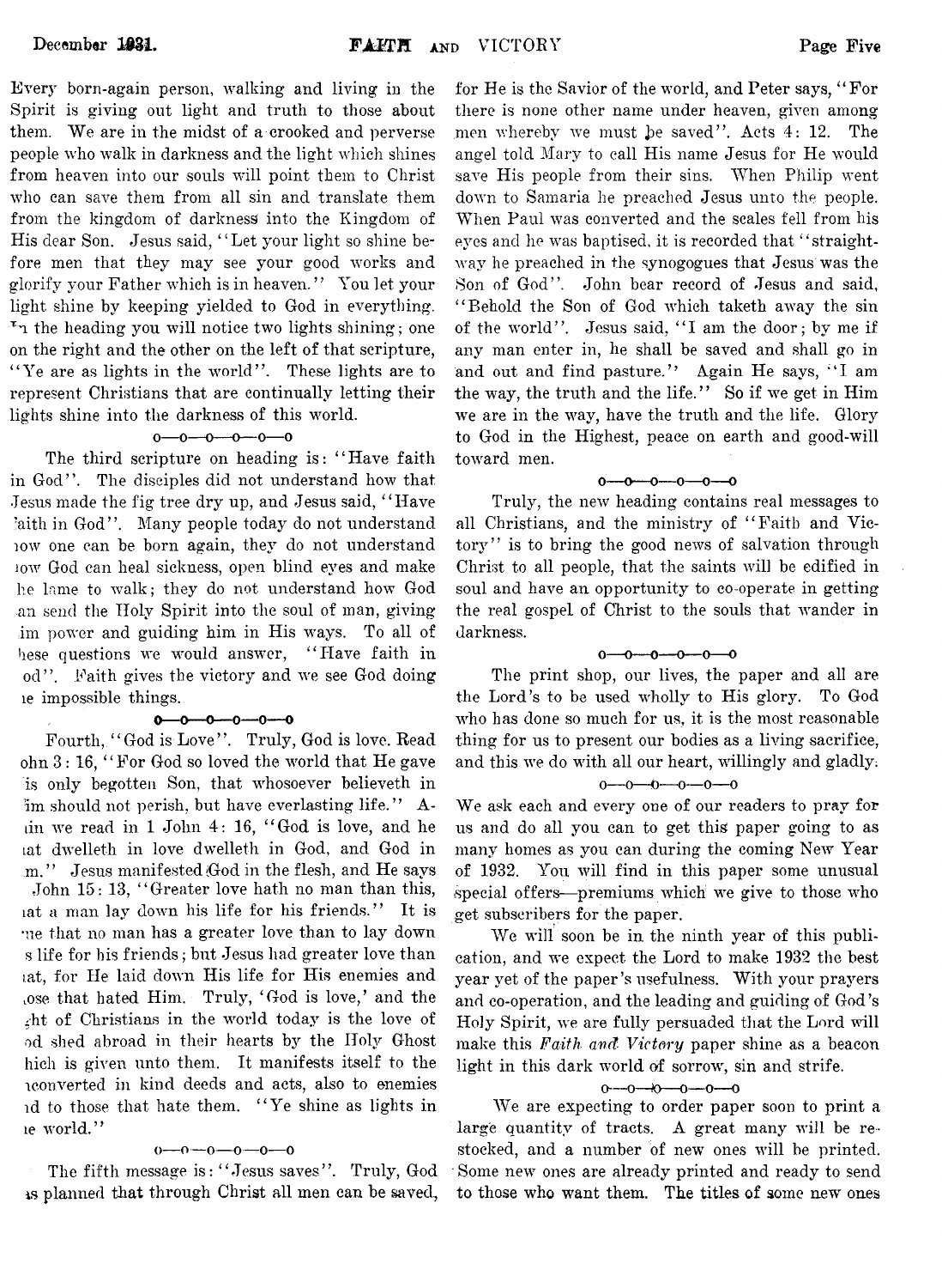Every born-again person, walking and living in the Spirit is giving out light and truth to those about them. We are in the midst of a crooked and perverse people who walk in darkness and the light which shines from heaven into our souls will point them to Christ who can save them from all sin and translate them from the kingdom of darkness into the Kingdom of His dear Son. Jesus said, "Let your light so shine before men that they may see your good works and glorify your Father which is in heaven." You let your light shine by keeping yielded to God in everything. In the heading you will notice two lights shining; one on the right and the other on the left of that scripture, "Ye are as lights in the world". These lights are to represent Christians that are continually letting their lights shine into the darkness of this world.

o—o—o—o—o—o

The third scripture on heading is: "Have faith in God". The disciples did not understand how that Jesus made the fig tree dry up, and Jesus said, "Have faith in God". Many people today do not understand how one can be born again, they do not understand how God can heal sickness, open blind eyes and make the lame to walk; they do not understand how God can send the Holy Spirit into the soul of man, giving him power and guiding him in His ways. To all of these questions we would answer, "Have faith in God". Faith gives the victory and we see God doing the impossible things.

o—o—o—o—o—o

Fourth, "God is Love". Truly, God is love. Read John 3: 16, "For God so loved the world that He gave His only begotten Son, that whosoever believeth in Him should not perish, but have everlasting life." Again we read in 1 John 4: 16, "God is love, and he that dwelleth in love dwelleth in God, and God in him." Jesus manifested God in the flesh, and He says in John 15: 13, "Greater love hath no man than this, that a man lay down his life for his friends." It is true that no man has a greater love than to lay down his life for his friends; but Jesus had greater love than that, for He laid down His life for His enemies and those that hated Him. Truly, 'God is love,' and the light of Christians in the world today is the love of God shed abroad in their hearts by the Holy Ghost which is given unto them. It manifests itself to the unconverted in kind deeds and acts, also to enemies and to those that hate them. "Ye shine as lights in the world."

o—o—o—o—o—o

The fifth message is: "Jesus saves". Truly, God has planned that through Christ all men can be saved, for He is the Savior of the world, and Peter says, "For there is none other name under heaven, given among men whereby we must be saved". Acts 4: 12. The angel told Mary to call His name Jesus for He would save His people from their sins. When Philip went down to Samaria he preached Jesus unto the people. When Paul was converted and the scales fell from his eyes and he was baptised, it is recorded that "straightway he preached in the synogogues that Jesus was the Son of God". John bear record of Jesus and said, "Behold the Son of God which taketh away the sin of the world". Jesus said, "I am the door; by me if any man enter in, he shall be saved and shall go in and out and find pasture." Again He says, "I am the way, the truth and the life." So if we get in Him we are in the way, have the truth and the life. Glory to God in the Highest, peace on earth and good-will toward men.

o—o—o—o—o—o

Truly, the new heading contains real messages to all Christians, and the ministry of "Faith and Victory" is to bring the good news of salvation through Christ to all people, that the saints will be edified in soul and have an opportunity to co-operate in getting the real gospel of Christ to the souls that wander in darkness.

o—o—o—o—o—o

The print shop, our lives, the paper and all are the Lord's to be used wholly to His glory. To God who has done so much for us, it is the most reasonable thing for us to present our bodies as a living sacrifice, and this we do with all our heart, willingly and gladly.

o—o—o—o—o—o

We ask each and every one of our readers to pray for us and do all you can to get this paper going to as many homes as you can during the coming New Year of 1932. You will find in this paper some unusual special offers—premiums which we give to those who get subscribers for the paper.

We will soon be in the ninth year of this publication, and we expect the Lord to make 1932 the best year yet of the paper's usefulness. With your prayers and co-operation, and the leading and guiding of God's Holy Spirit, we are fully persuaded that the Lord will make this *Faith and Victory* paper shine as a beacon light in this dark world of sorrow, sin and strife.

o—o—o—o—o—o

We are expecting to order paper soon to print a large quantity of tracts. A great many will be restocked, and a number of new ones will be printed. Some new ones are already printed and ready to send to those who want them. The titles of some new ones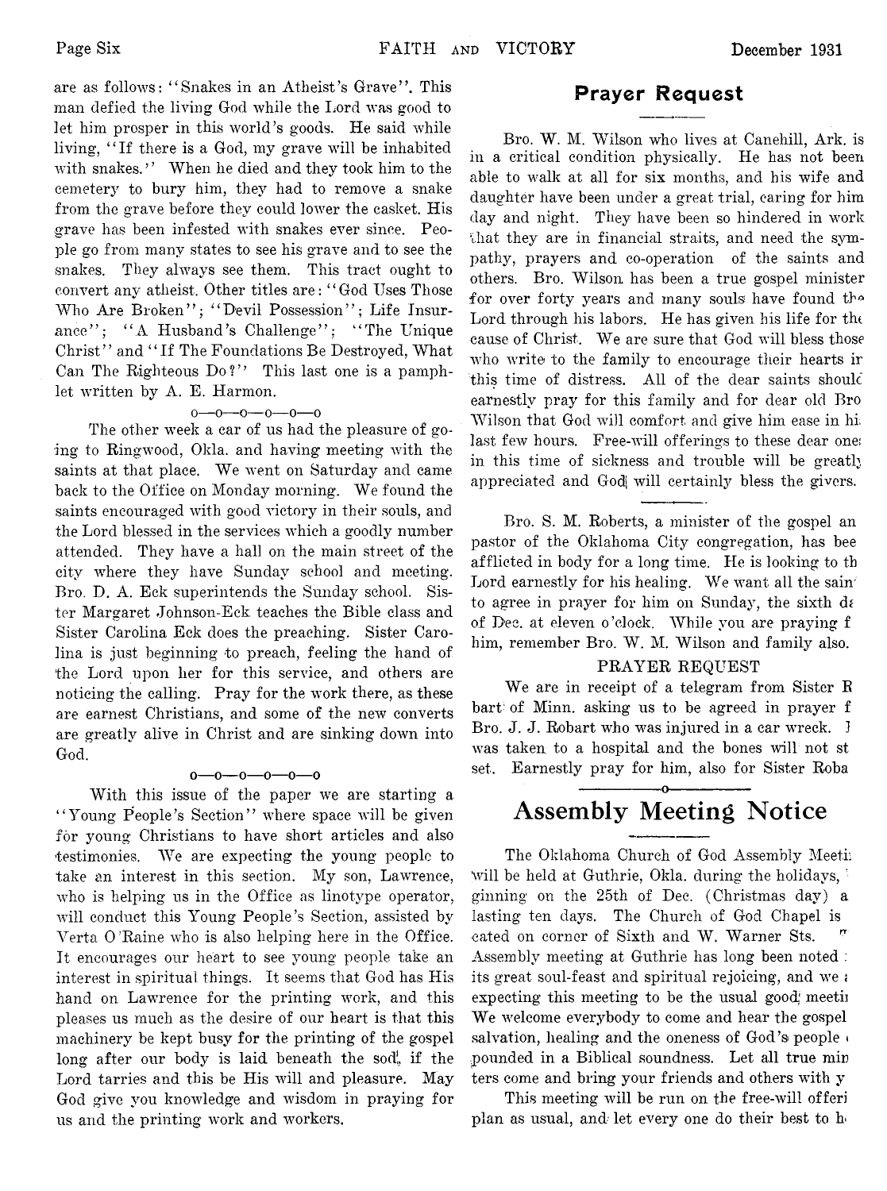are as follows: "Snakes in an Atheist's Grave". This man defied the living God while the Lord was good to let him prosper in this world's goods. He said while living, "If there is a God, my grave will be inhabited with snakes." When he died and they took him to the cemetery to bury him, they had to remove a snake from the grave before they could lower the casket. His grave has been infested with snakes ever since. People go from many states to see his grave and to see the snakes. They always see them. This tract ought to convert any atheist. Other titles are: "God Uses Those Who Are Broken"; "Devil Possession"; Life Insurance"; "A Husband's Challenge"; "The Unique Christ" and "If The Foundations Be Destroyed, What Can The Righteous Do?" This last one is a pamphlet written by A. E. Harmon.

o—o—o—o—o—o

The other week a car of us had the pleasure of going to Ringwood, Okla. and having meeting with the saints at that place. We went on Saturday and came back to the Office on Monday morning. We found the saints encouraged with good victory in their souls, and the Lord blessed in the services which a goodly number attended. They have a hall on the main street of the city where they have Sunday school and meeting. Bro. D. A. Eck superintends the Sunday school. Sister Margaret Johnson-Eck teaches the Bible class and Sister Carolina Eck does the preaching. Sister Carolina is just beginning to preach, feeling the hand of the Lord upon her for this service, and others are noticing the calling. Pray for the work there, as these are earnest Christians, and some of the new converts are greatly alive in Christ and are sinking down into God.

o—o—o—o—o—o

With this issue of the paper we are starting a "Young People's Section" where space will be given for young Christians to have short articles and also testimonies. We are expecting the young people to take an interest in this section. My son, Lawrence, who is helping us in the Office as linotype operator, will conduct this Young People's Section, assisted by Verta O'Raine who is also helping here in the Office. It encourages our heart to see young people take an interest in spiritual things. It seems that God has His hand on Lawrence for the printing work, and this pleases us much as the desire of our heart is that this machinery be kept busy for the printing of the gospel long after our body is laid beneath the sod, if the Lord tarries and this be His will and pleasure. May God give you knowledge and wisdom in praying for us and the printing work and workers.

## Prayer Request

Bro. W. M. Wilson who lives at Canehill, Ark. is in a critical condition physically. He has not been able to walk at all for six months, and his wife and daughter have been under a great trial, caring for him day and night. They have been so hindered in work that they are in financial straits, and need the sympathy, prayers and co-operation of the saints and others. Bro. Wilson has been a true gospel minister for over forty years and many souls have found the Lord through his labors. He has given his life for the cause of Christ. We are sure that God will bless those who write to the family to encourage their hearts in this time of distress. All of the dear saints should earnestly pray for this family and for dear old Bro Wilson that God will comfort and give him ease in hi last few hours. Free-will offerings to these dear ones in this time of sickness and trouble will be greatly appreciated and God will certainly bless the givers.

Bro. S. M. Roberts, a minister of the gospel an pastor of the Oklahoma City congregation, has bee afflicted in body for a long time. He is looking to th Lord earnestly for his healing. We want all the sain to agree in prayer for him on Sunday, the sixth da of Dec. at eleven o'clock. While you are praying f him, remember Bro. W. M. Wilson and family also.

PRAYER REQUEST

We are in receipt of a telegram from Sister R bart of Minn. asking us to be agreed in prayer f Bro. J. J. Robart who was injured in a car wreck. I was taken to a hospital and the bones will not st set. Earnestly pray for him, also for Sister Roba

## Assembly Meeting Notice

The Oklahoma Church of God Assembly Meeti will be held at Guthrie, Okla. during the holidays, ginning on the 25th of Dec. (Christmas day) a lasting ten days. The Church of God Chapel is cated on corner of Sixth and W. Warner Sts. Assembly meeting at Guthrie has long been noted its great soul-feast and spiritual rejoicing, and we a expecting this meeting to be the usual good meeti We welcome everybody to come and hear the gospel salvation, healing and the oneness of God's people pounded in a Biblical soundness. Let all true min ters come and bring your friends and others with y

This meeting will be run on the free-will offeri plan as usual, and let every one do their best to h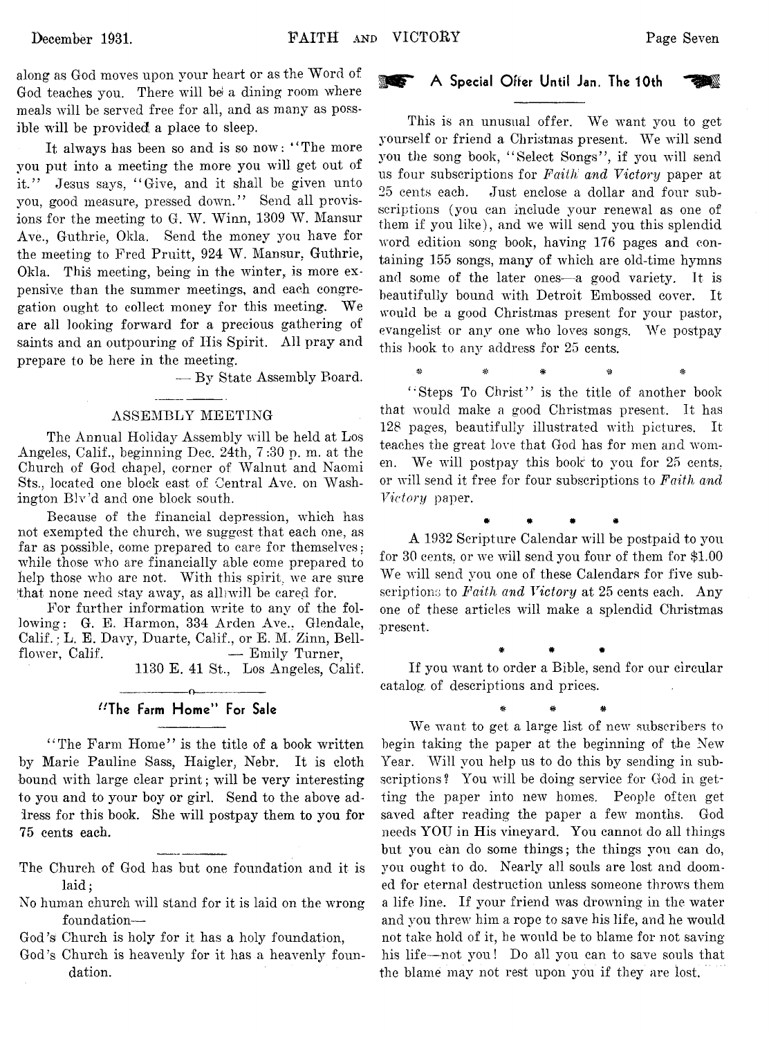along as God moves upon your heart or as the Word of God teaches you. There will be a dining room where meals will be served free for all, and as many as possible will be provided a place to sleep.

It always has been so and is so now: "The more you put into a meeting the more you will get out of it." Jesus says, "Give, and it shall be given unto you, good measure, pressed down." Send all provisions for the meeting to G. W. Winn, 1309 W. Mansur Ave., Guthrie, Okla. Send the money you have for the meeting to Fred Pruitt, 924 W. Mansur, Guthrie, Okla. This meeting, being in the winter, is more expensive than the summer meetings, and each congregation ought to collect money for this meeting. We are all looking forward for a precious gathering of saints and an outpouring of His Spirit. All pray and prepare to be here in the meeting.

— By State Assembly Board.

## ASSEMBLY MEETING

The Annual Holiday Assembly will be held at Los Angeles, Calif., beginning Dec. 24th, 7:30 p. m. at the Church of God chapel, corner of Walnut and Naomi Sts., located one block east of Central Ave. on Washington Blv'd and one block south.

Because of the financial depression, which has not exempted the church, we suggest that each one, as far as possible, come prepared to care for themselves; while those who are financially able come prepared to help those who are not. With this spirit, we are sure that none need stay away, as all will be cared for.

For further information write to any of the following: G. E. Harmon, 334 Arden Ave., Glendale, Calif.; L. E. Davy, Duarte, Calif., or E. M. Zinn, Bellflower, Calif.

— Emily Turner,
1130 E. 41 St., Los Angeles, Calif.

## "The Farm Home" For Sale

"The Farm Home" is the title of a book written by Marie Pauline Sass, Haigler, Nebr. It is cloth bound with large clear print; will be very interesting to you and to your boy or girl. Send to the above address for this book. She will postpay them to you for 75 cents each.

The Church of God has but one foundation and it is laid;
No human church will stand for it is laid on the wrong foundation—
God's Church is holy for it has a holy foundation,
God's Church is heavenly for it has a heavenly foundation.

## A Special Offer Until Jan. The 10th

This is an unusual offer. We want you to get yourself or friend a Christmas present. We will send you the song book, "Select Songs", if you will send us four subscriptions for *Faith and Victory* paper at 25 cents each. Just enclose a dollar and four subscriptions (you can include your renewal as one of them if you like), and we will send you this splendid word edition song book, having 176 pages and containing 155 songs, many of which are old-time hymns and some of the later ones—a good variety. It is beautifully bound with Detroit Embossed cover. It would be a good Christmas present for your pastor, evangelist or any one who loves songs. We postpay this book to any address for 25 cents.

\* \* \* \* \*

"Steps To Christ" is the title of another book that would make a good Christmas present. It has 128 pages, beautifully illustrated with pictures. It teaches the great love that God has for men and women. We will postpay this book to you for 25 cents, or will send it free for four subscriptions to *Faith and Victory* paper.

\* \* \* \*

A 1932 Scripture Calendar will be postpaid to you for 30 cents, or we will send you four of them for $1.00 We will send you one of these Calendars for five subscriptions to *Faith and Victory* at 25 cents each. Any one of these articles will make a splendid Christmas present.

\* \* \*

If you want to order a Bible, send for our circular catalog of descriptions and prices.

\* \* \*

We want to get a large list of new subscribers to begin taking the paper at the beginning of the New Year. Will you help us to do this by sending in subscriptions? You will be doing service for God in getting the paper into new homes. People often get saved after reading the paper a few months. God needs YOU in His vineyard. You cannot do all things but you can do some things; the things you can do, you ought to do. Nearly all souls are lost and doomed for eternal destruction unless someone throws them a life line. If your friend was drowning in the water and you threw him a rope to save his life, and he would not take hold of it, he would be to blame for not saving his life—not you! Do all you can to save souls that the blame may not rest upon you if they are lost.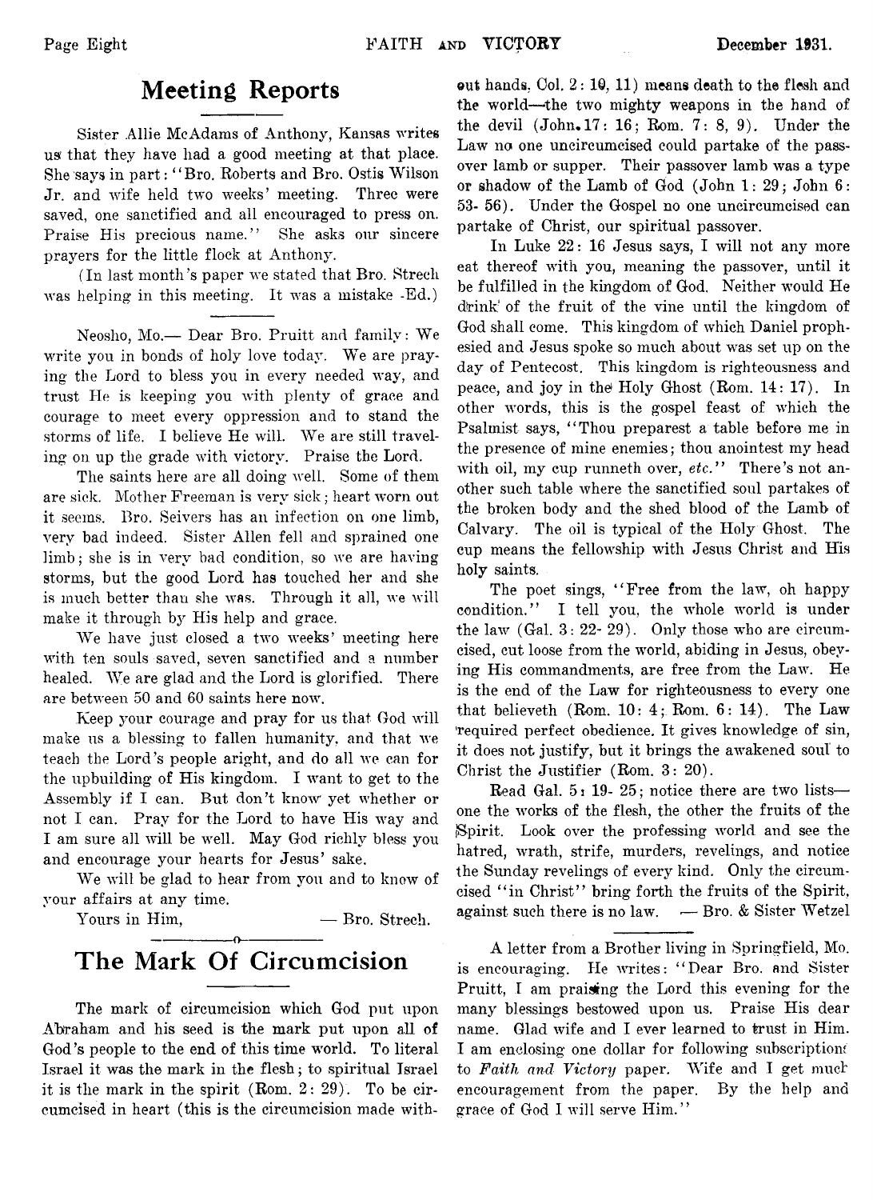## Meeting Reports

Sister Allie McAdams of Anthony, Kansas writes us that they have had a good meeting at that place. She says in part: "Bro. Roberts and Bro. Ostis Wilson Jr. and wife held two weeks' meeting. Three were saved, one sanctified and all encouraged to press on. Praise His precious name." She asks our sincere prayers for the little flock at Anthony.

(In last month's paper we stated that Bro. Strech was helping in this meeting. It was a mistake -Ed.)

Neosho, Mo.— Dear Bro. Pruitt and family: We write you in bonds of holy love today. We are praying the Lord to bless you in every needed way, and trust He is keeping you with plenty of grace and courage to meet every oppression and to stand the storms of life. I believe He will. We are still traveling on up the grade with victory. Praise the Lord.

The saints here are all doing well. Some of them are sick. Mother Freeman is very sick; heart worn out it seems. Bro. Seivers has an infection on one limb, very bad indeed. Sister Allen fell and sprained one limb; she is in very bad condition, so we are having storms, but the good Lord has touched her and she is much better than she was. Through it all, we will make it through by His help and grace.

We have just closed a two weeks' meeting here with ten souls saved, seven sanctified and a number healed. We are glad and the Lord is glorified. There are between 50 and 60 saints here now.

Keep your courage and pray for us that God will make us a blessing to fallen humanity, and that we teach the Lord's people aright, and do all we can for the upbuilding of His kingdom. I want to get to the Assembly if I can. But don't know yet whether or not I can. Pray for the Lord to have His way and I am sure all will be well. May God richly bless you and encourage your hearts for Jesus' sake.

We will be glad to hear from you and to know of your affairs at any time.

Yours in Him, — Bro. Strech.

## The Mark Of Circumcision

The mark of circumcision which God put upon Abraham and his seed is the mark put upon all of God's people to the end of this time world. To literal Israel it was the mark in the flesh; to spiritual Israel it is the mark in the spirit (Rom. 2: 29). To be circumcised in heart (this is the circumcision made without hands, Col. 2: 10, 11) means death to the flesh and the world—the two mighty weapons in the hand of the devil (John. 17: 16; Rom. 7: 8, 9). Under the Law no one uncircumcised could partake of the passover lamb or supper. Their passover lamb was a type or shadow of the Lamb of God (John 1: 29; John 6: 53- 56). Under the Gospel no one uncircumcised can partake of Christ, our spiritual passover.

In Luke 22: 16 Jesus says, I will not any more eat thereof with you, meaning the passover, until it be fulfilled in the kingdom of God. Neither would He drink of the fruit of the vine until the kingdom of God shall come. This kingdom of which Daniel prophesied and Jesus spoke so much about was set up on the day of Pentecost. This kingdom is righteousness and peace, and joy in the Holy Ghost (Rom. 14: 17). In other words, this is the gospel feast of which the Psalmist says, "Thou preparest a table before me in the presence of mine enemies; thou anointest my head with oil, my cup runneth over, *etc.*" There's not another such table where the sanctified soul partakes of the broken body and the shed blood of the Lamb of Calvary. The oil is typical of the Holy Ghost. The cup means the fellowship with Jesus Christ and His holy saints.

The poet sings, "Free from the law, oh happy condition." I tell you, the whole world is under the law (Gal. 3: 22- 29). Only those who are circumcised, cut loose from the world, abiding in Jesus, obeying His commandments, are free from the Law. He is the end of the Law for righteousness to every one that believeth (Rom. 10: 4; Rom. 6: 14). The Law required perfect obedience. It gives knowledge of sin, it does not justify, but it brings the awakened soul to Christ the Justifier (Rom. 3: 20).

Read Gal. 5: 19- 25; notice there are two lists—one the works of the flesh, the other the fruits of the Spirit. Look over the professing world and see the hatred, wrath, strife, murders, revelings, and notice the Sunday revelings of every kind. Only the circumcised "in Christ" bring forth the fruits of the Spirit, against such there is no law. — Bro. & Sister Wetzel

A letter from a Brother living in Springfield, Mo. is encouraging. He writes: "Dear Bro. and Sister Pruitt, I am praising the Lord this evening for the many blessings bestowed upon us. Praise His dear name. Glad wife and I ever learned to trust in Him. I am enclosing one dollar for following subscriptions to *Faith and Victory* paper. Wife and I get much encouragement from the paper. By the help and grace of God I will serve Him."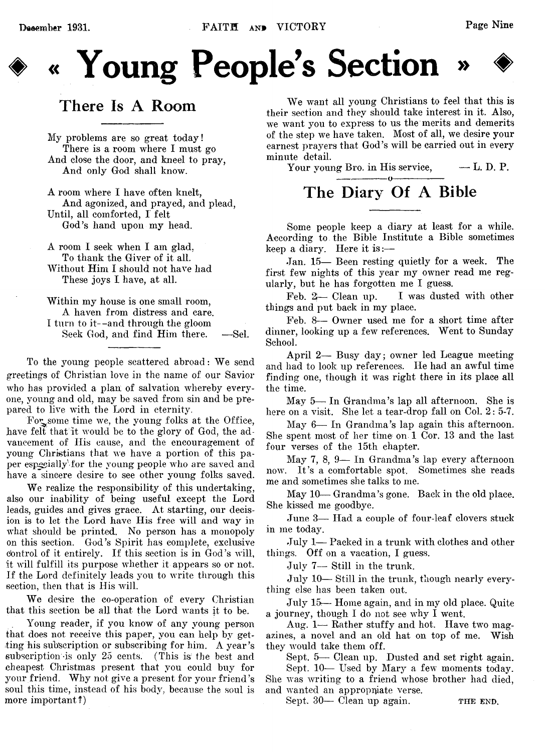# « Young People's Section »

## There Is A Room

My problems are so great today!
There is a room where I must go
And close the door, and kneel to pray,
And only God shall know.

A room where I have often knelt,
And agonized, and prayed, and plead,
Until, all comforted, I felt
God's hand upon my head.

A room I seek when I am glad,
To thank the Giver of it all.
Without Him I should not have had
These joys I have, at all.

Within my house is one small room,
A haven from distress and care.
I turn to it--and through the gloom
Seek God, and find Him there. —Sel.

---

To the young people scattered abroad: We send greetings of Christian love in the name of our Savior who has provided a plan of salvation whereby everyone, young and old, may be saved from sin and be prepared to live with the Lord in eternity.

For some time we, the young folks at the Office, have felt that it would be to the glory of God, the advancement of His cause, and the encouragement of young Christians that we have a portion of this paper especially for the young people who are saved and have a sincere desire to see other young folks saved.

We realize the responsibility of this undertaking, also our inability of being useful except the Lord leads, guides and gives grace. At starting, our decision is to let the Lord have His free will and way in what should be printed. No person has a monopoly on this section. God's Spirit has complete, exclusive control of it entirely. If this section is in God's will, it will fulfill its purpose whether it appears so or not. If the Lord definitely leads you to write through this section, then that is His will.

We desire the co-operation of every Christian that this section be all that the Lord wants it to be.

Young reader, if you know of any young person that does not receive this paper, you can help by getting his subscription or subscribing for him. A year's subscription is only 25 cents. (This is the best and cheapest Christmas present that you could buy for your friend. Why not give a present for your friend's soul this time, instead of his body, because the soul is more important?)

We want all young Christians to feel that this is their section and they should take interest in it. Also, we want you to express to us the merits and demerits of the step we have taken. Most of all, we desire your earnest prayers that God's will be carried out in every minute detail.

Your young Bro. in His service, — L. D. P.

---

## The Diary Of A Bible

Some people keep a diary at least for a while. According to the Bible Institute a Bible sometimes keep a diary. Here it is:—

Jan. 15— Been resting quietly for a week. The first few nights of this year my owner read me regularly, but he has forgotten me I guess.

Feb. 2— Clean up. I was dusted with other things and put back in my place.

Feb. 8— Owner used me for a short time after dinner, looking up a few references. Went to Sunday School.

April 2— Busy day; owner led League meeting and had to look up references. He had an awful time finding one, though it was right there in its place all the time.

May 5— In Grandma's lap all afternoon. She is here on a visit. She let a tear-drop fall on Col. 2: 5-7.

May 6— In Grandma's lap again this afternoon. She spent most of her time on 1 Cor. 13 and the last four verses of the 15th chapter.

May 7, 8, 9— In Grandma's lap every afternoon now. It's a comfortable spot. Sometimes she reads me and sometimes she talks to me.

May 10— Grandma's gone. Back in the old place. She kissed me goodbye.

June 3— Had a couple of four-leaf clovers stuck in me today.

July 1— Packed in a trunk with clothes and other things. Off on a vacation, I guess.

July 7— Still in the trunk.

July 10— Still in the trunk, though nearly everything else has been taken out.

July 15— Home again, and in my old place. Quite a journey, though I do not see why I went.

Aug. 1— Rather stuffy and hot. Have two magazines, a novel and an old hat on top of me. Wish they would take them off.

Sept. 5— Clean up. Dusted and set right again.

Sept. 10— Used by Mary a few moments today. She was writing to a friend whose brother had died, and wanted an appropriate verse.

Sept. 30— Clean up again.

THE END.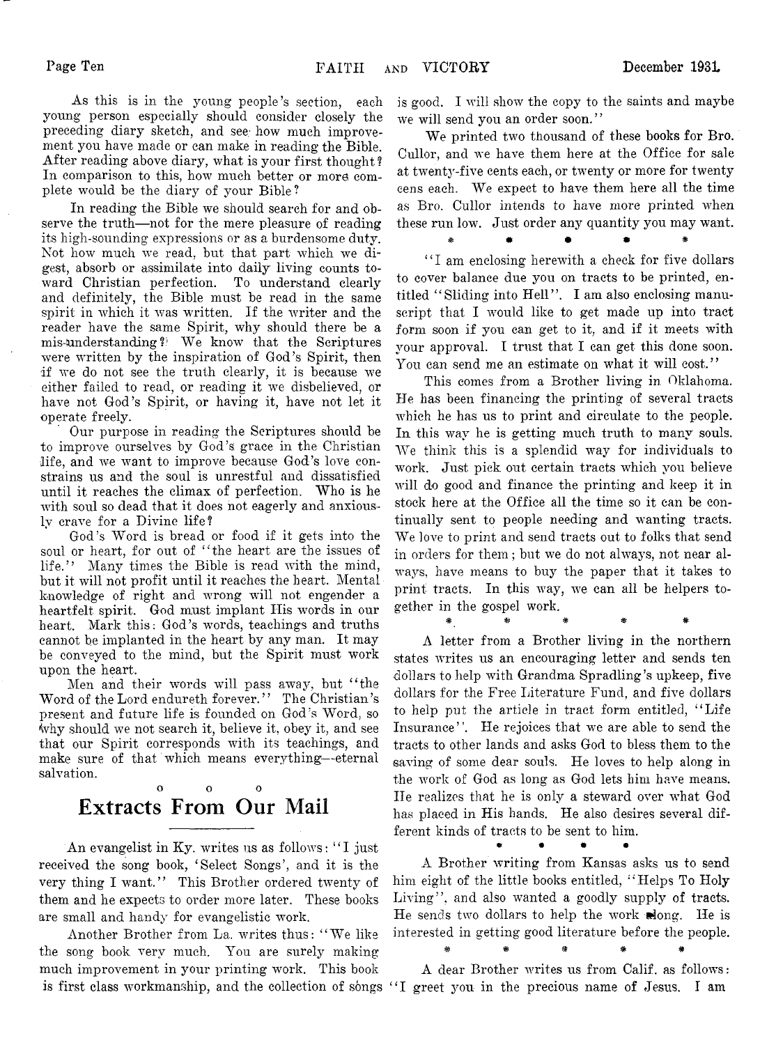As this is in the young people's section, each young person especially should consider closely the preceding diary sketch, and see how much improvement you have made or can make in reading the Bible. After reading above diary, what is your first thought? In comparison to this, how much better or more complete would be the diary of your Bible?

In reading the Bible we should search for and observe the truth—not for the mere pleasure of reading its high-sounding expressions or as a burdensome duty. Not how much we read, but that part which we digest, absorb or assimilate into daily living counts toward Christian perfection. To understand clearly and definitely, the Bible must be read in the same spirit in which it was written. If the writer and the reader have the same Spirit, why should there be a mis-understanding? We know that the Scriptures were written by the inspiration of God's Spirit, then if we do not see the truth clearly, it is because we either failed to read, or reading it we disbelieved, or have not God's Spirit, or having it, have not let it operate freely.

Our purpose in reading the Scriptures should be to improve ourselves by God's grace in the Christian life, and we want to improve because God's love constrains us and the soul is unrestful and dissatisfied until it reaches the climax of perfection. Who is he with soul so dead that it does not eagerly and anxiously crave for a Divine life?

God's Word is bread or food if it gets into the soul or heart, for out of "the heart are the issues of life." Many times the Bible is read with the mind, but it will not profit until it reaches the heart. Mental knowledge of right and wrong will not engender a heartfelt spirit. God must implant His words in our heart. Mark this: God's words, teachings and truths cannot be implanted in the heart by any man. It may be conveyed to the mind, but the Spirit must work upon the heart.

Men and their words will pass away, but "the Word of the Lord endureth forever." The Christian's present and future life is founded on God's Word, so why should we not search it, believe it, obey it, and see that our Spirit corresponds with its teachings, and make sure of that which means everything—eternal salvation.

o o o

# Extracts From Our Mail

An evangelist in Ky. writes us as follows: "I just received the song book, 'Select Songs', and it is the very thing I want." This Brother ordered twenty of them and he expects to order more later. These books are small and handy for evangelistic work.

Another Brother from La. writes thus: "We like the song book very much. You are surely making much improvement in your printing work. This book is first class workmanship, and the collection of songs is good. I will show the copy to the saints and maybe we will send you an order soon."

We printed two thousand of these books for Bro. Cullor, and we have them here at the Office for sale at twenty-five cents each, or twenty or more for twenty cens each. We expect to have them here all the time as Bro. Cullor intends to have more printed when these run low. Just order any quantity you may want.

\* \* \* \* \*

"I am enclosing herewith a check for five dollars to cover balance due you on tracts to be printed, entitled "Sliding into Hell". I am also enclosing manuscript that I would like to get made up into tract form soon if you can get to it, and if it meets with your approval. I trust that I can get this done soon. You can send me an estimate on what it will cost."

This comes from a Brother living in Oklahoma. He has been financing the printing of several tracts which he has us to print and circulate to the people. In this way he is getting much truth to many souls. We think this is a splendid way for individuals to work. Just pick out certain tracts which you believe will do good and finance the printing and keep it in stock here at the Office all the time so it can be continually sent to people needing and wanting tracts. We love to print and send tracts out to folks that send in orders for them; but we do not always, not near always, have means to buy the paper that it takes to print tracts. In this way, we can all be helpers together in the gospel work.

\* \* \* \* \*

A letter from a Brother living in the northern states writes us an encouraging letter and sends ten dollars to help with Grandma Spradling's upkeep, five dollars for the Free Literature Fund, and five dollars to help put the article in tract form entitled, "Life Insurance". He rejoices that we are able to send the tracts to other lands and asks God to bless them to the saving of some dear souls. He loves to help along in the work of God as long as God lets him have means. He realizes that he is only a steward over what God has placed in His hands. He also desires several different kinds of tracts to be sent to him.

\* \* \* \*

A Brother writing from Kansas asks us to send him eight of the little books entitled, "Helps To Holy Living", and also wanted a goodly supply of tracts. He sends two dollars to help the work along. He is interested in getting good literature before the people.

\* \* \* \* \*

A dear Brother writes us from Calif. as follows: "I greet you in the precious name of Jesus. I am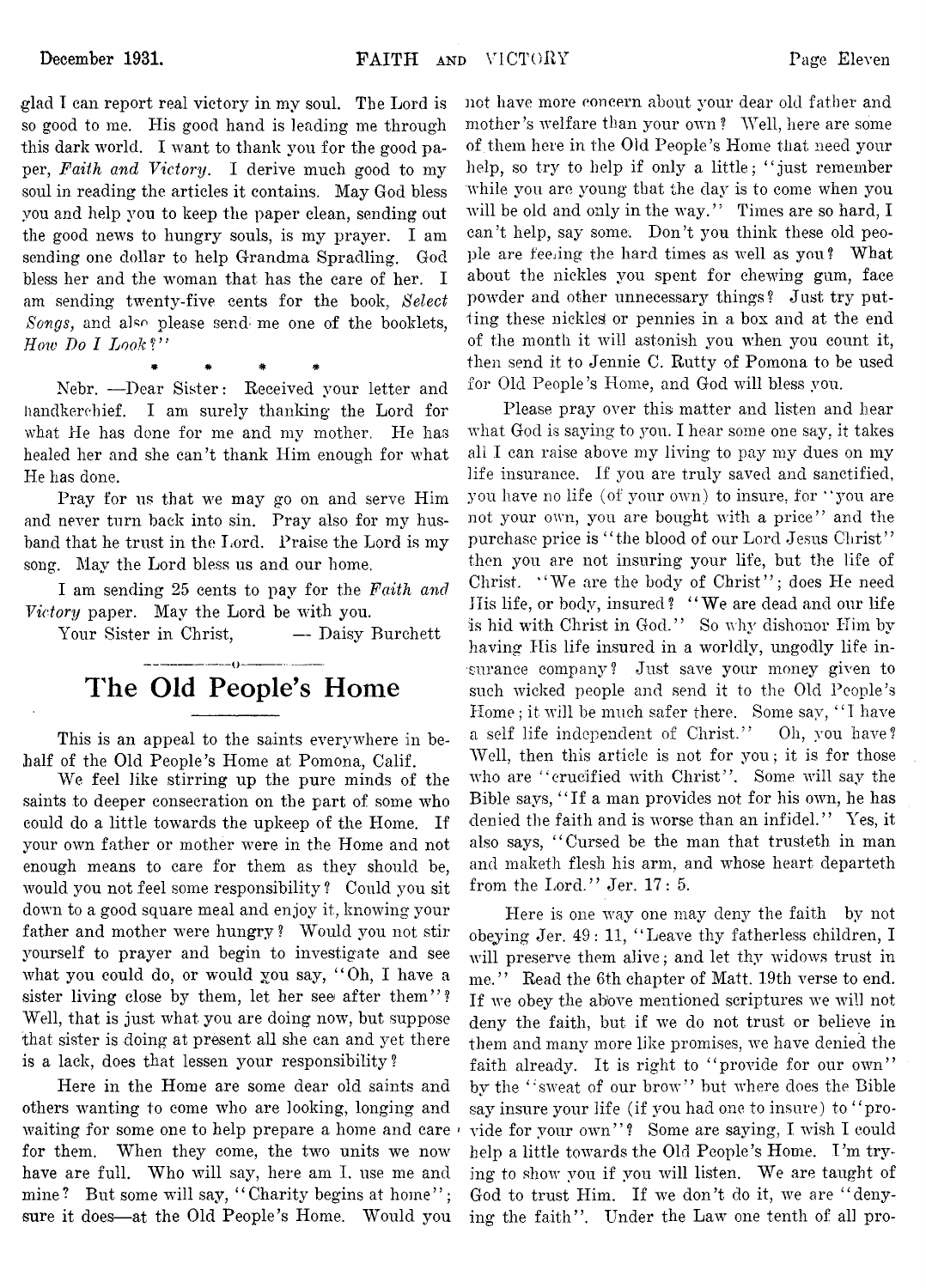glad I can report real victory in my soul. The Lord is so good to me. His good hand is leading me through this dark world. I want to thank you for the good paper, *Faith and Victory*. I derive much good to my soul in reading the articles it contains. May God bless you and help you to keep the paper clean, sending out the good news to hungry souls, is my prayer. I am sending one dollar to help Grandma Spradling. God bless her and the woman that has the care of her. I am sending twenty-five cents for the book, *Select Songs,* and also please send me one of the booklets, *How Do I Look?*"

\* \* \* \*

Nebr. —Dear Sister: Received your letter and handkerchief. I am surely thanking the Lord for what He has done for me and my mother. He has healed her and she can't thank Him enough for what He has done.

Pray for us that we may go on and serve Him and never turn back into sin. Pray also for my husband that he trust in the Lord. Praise the Lord is my song. May the Lord bless us and our home.

I am sending 25 cents to pay for the *Faith and Victory* paper. May the Lord be with you.

Your Sister in Christ, — Daisy Burchett

## The Old People's Home

This is an appeal to the saints everywhere in behalf of the Old People's Home at Pomona, Calif.

We feel like stirring up the pure minds of the saints to deeper consecration on the part of some who could do a little towards the upkeep of the Home. If your own father or mother were in the Home and not enough means to care for them as they should be, would you not feel some responsibility? Could you sit down to a good square meal and enjoy it, knowing your father and mother were hungry? Would you not stir yourself to prayer and begin to investigate and see what you could do, or would you say, "Oh, I have a sister living close by them, let her see after them"? Well, that is just what you are doing now, but suppose that sister is doing at present all she can and yet there is a lack, does that lessen your responsibility?

Here in the Home are some dear old saints and others wanting to come who are looking, longing and waiting for some one to help prepare a home and care for them. When they come, the two units we now have are full. Who will say, here am I, use me and mine? But some will say, "Charity begins at home"; sure it does—at the Old People's Home. Would you not have more concern about your dear old father and mother's welfare than your own? Well, here are some of them here in the Old People's Home that need your help, so try to help if only a little; "just remember while you are young that the day is to come when you will be old and only in the way." Times are so hard, I can't help, say some. Don't you think these old people are feeling the hard times as well as you? What about the nickles you spent for chewing gum, face powder and other unnecessary things? Just try putting these nickles or pennies in a box and at the end of the month it will astonish you when you count it, then send it to Jennie C. Rutty of Pomona to be used for Old People's Home, and God will bless you.

Please pray over this matter and listen and hear what God is saying to you. I hear some one say, it takes all I can raise above my living to pay my dues on my life insurance. If you are truly saved and sanctified, you have no life (of your own) to insure, for "you are not your own, you are bought with a price" and the purchase price is "the blood of our Lord Jesus Christ" then you are not insuring your life, but the life of Christ. "We are the body of Christ"; does He need His life, or body, insured? "We are dead and our life is hid with Christ in God." So why dishonor Him by having His life insured in a worldly, ungodly life insurance company? Just save your money given to such wicked people and send it to the Old People's Home; it will be much safer there. Some say, "I have a self life independent of Christ." Oh, you have? Well, then this article is not for you; it is for those who are "crucified with Christ". Some will say the Bible says, "If a man provides not for his own, he has denied the faith and is worse than an infidel." Yes, it also says, "Cursed be the man that trusteth in man and maketh flesh his arm, and whose heart departeth from the Lord." Jer. 17: 5.

Here is one way one may deny the faith by not obeying Jer. 49: 11, "Leave thy fatherless children, I will preserve them alive; and let thy widows trust in me." Read the 6th chapter of Matt. 19th verse to end. If we obey the above mentioned scriptures we will not deny the faith, but if we do not trust or believe in them and many more like promises, we have denied the faith already. It is right to "provide for our own" by the "sweat of our brow" but where does the Bible say insure your life (if you had one to insure) to "provide for your own"? Some are saying, I wish I could help a little towards the Old People's Home. I'm trying to show you if you will listen. We are taught of God to trust Him. If we don't do it, we are "denying the faith". Under the Law one tenth of all pro-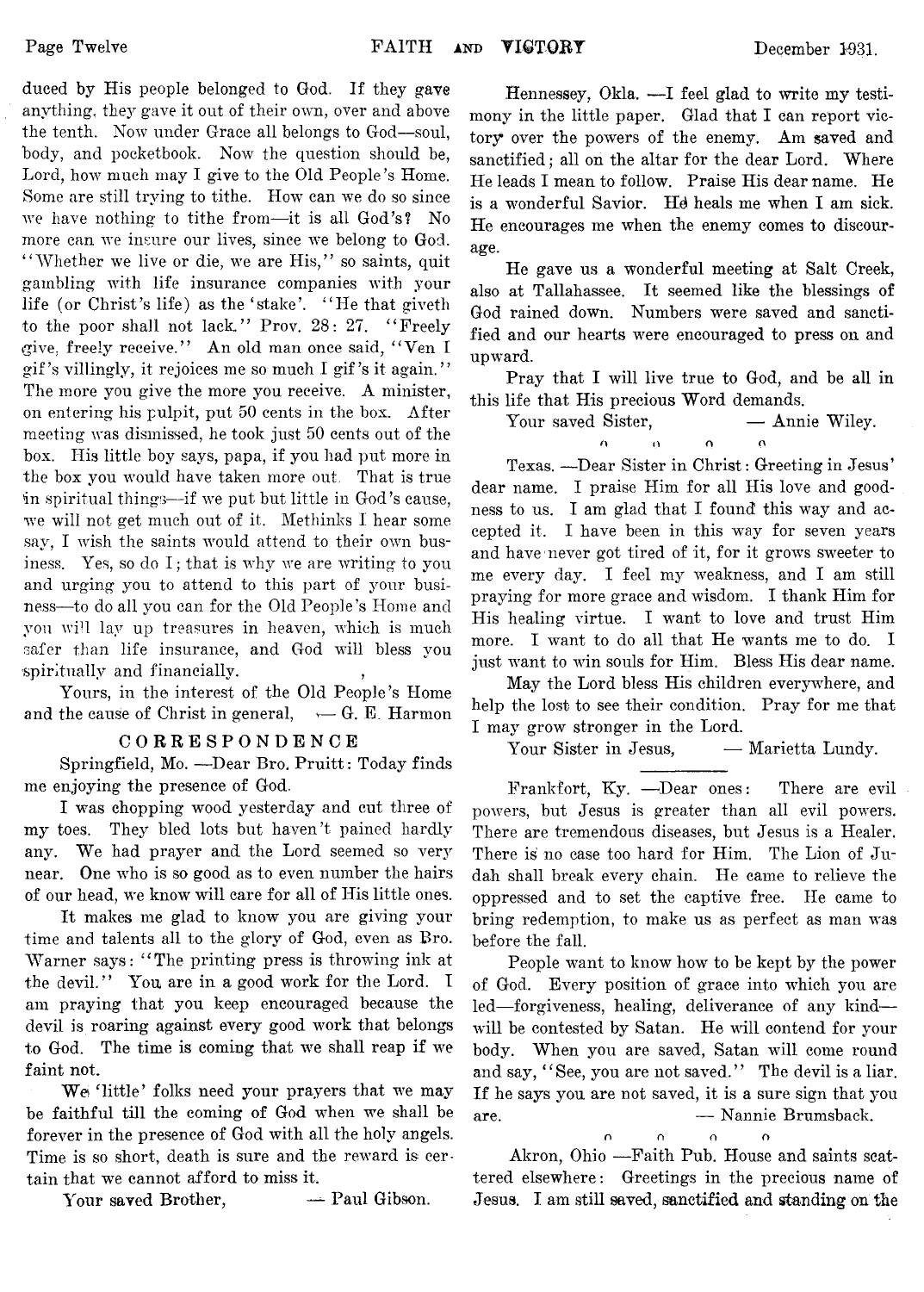duced by His people belonged to God. If they gave anything, they gave it out of their own, over and above the tenth. Now under Grace all belongs to God—soul, body, and pocketbook. Now the question should be, Lord, how much may I give to the Old People's Home. Some are still trying to tithe. How can we do so since we have nothing to tithe from—it is all God's? No more can we insure our lives, since we belong to God. "Whether we live or die, we are His," so saints, quit gambling with life insurance companies with your life (or Christ's life) as the 'stake'. "He that giveth to the poor shall not lack." Prov. 28: 27. "Freely give, freely receive." An old man once said, "Ven I gif's villingly, it rejoices me so much I gif's it again." The more you give the more you receive. A minister, on entering his pulpit, put 50 cents in the box. After meeting was dismissed, he took just 50 cents out of the box. His little boy says, papa, if you had put more in the box you would have taken more out. That is true in spiritual things—if we put but little in God's cause, we will not get much out of it. Methinks I hear some say, I wish the saints would attend to their own business. Yes, so do I; that is why we are writing to you and urging you to attend to this part of your business—to do all you can for the Old People's Home and you will lay up treasures in heaven, which is much safer than life insurance, and God will bless you spiritually and financially.

Yours, in the interest of the Old People's Home and the cause of Christ in general, — G. E. Harmon

## CORRESPONDENCE

Springfield, Mo. —Dear Bro. Pruitt: Today finds me enjoying the presence of God.

I was chopping wood yesterday and cut three of my toes. They bled lots but haven't pained hardly any. We had prayer and the Lord seemed so very near. One who is so good as to even number the hairs of our head, we know will care for all of His little ones.

It makes me glad to know you are giving your time and talents all to the glory of God, even as Bro. Warner says: "The printing press is throwing ink at the devil." You are in a good work for the Lord. I am praying that you keep encouraged because the devil is roaring against every good work that belongs to God. The time is coming that we shall reap if we faint not.

We 'little' folks need your prayers that we may be faithful till the coming of God when we shall be forever in the presence of God with all the holy angels. Time is so short, death is sure and the reward is certain that we cannot afford to miss it.

Your saved Brother, — Paul Gibson.

Hennessey, Okla. —I feel glad to write my testimony in the little paper. Glad that I can report victory over the powers of the enemy. Am saved and sanctified; all on the altar for the dear Lord. Where He leads I mean to follow. Praise His dear name. He is a wonderful Savior. He heals me when I am sick. He encourages me when the enemy comes to discourage.

He gave us a wonderful meeting at Salt Creek, also at Tallahassee. It seemed like the blessings of God rained down. Numbers were saved and sanctified and our hearts were encouraged to press on and upward.

Pray that I will live true to God, and be all in this life that His precious Word demands.

Your saved Sister, — Annie Wiley.

Texas. —Dear Sister in Christ: Greeting in Jesus' dear name. I praise Him for all His love and goodness to us. I am glad that I found this way and accepted it. I have been in this way for seven years and have never got tired of it, for it grows sweeter to me every day. I feel my weakness, and I am still praying for more grace and wisdom. I thank Him for His healing virtue. I want to love and trust Him more. I want to do all that He wants me to do. I just want to win souls for Him. Bless His dear name.

May the Lord bless His children everywhere, and help the lost to see their condition. Pray for me that I may grow stronger in the Lord.

Your Sister in Jesus, — Marietta Lundy.

---

Frankfort, Ky. —Dear ones: There are evil powers, but Jesus is greater than all evil powers. There are tremendous diseases, but Jesus is a Healer. There is no case too hard for Him. The Lion of Judah shall break every chain. He came to relieve the oppressed and to set the captive free. He came to bring redemption, to make us as perfect as man was before the fall.

People want to know how to be kept by the power of God. Every position of grace into which you are led—forgiveness, healing, deliverance of any kind—will be contested by Satan. He will contend for your body. When you are saved, Satan will come round and say, "See, you are not saved." The devil is a liar. If he says you are not saved, it is a sure sign that you are. — Nannie Brumsback.

Akron, Ohio —Faith Pub. House and saints scattered elsewhere: Greetings in the precious name of Jesus. I am still saved, sanctified and standing on the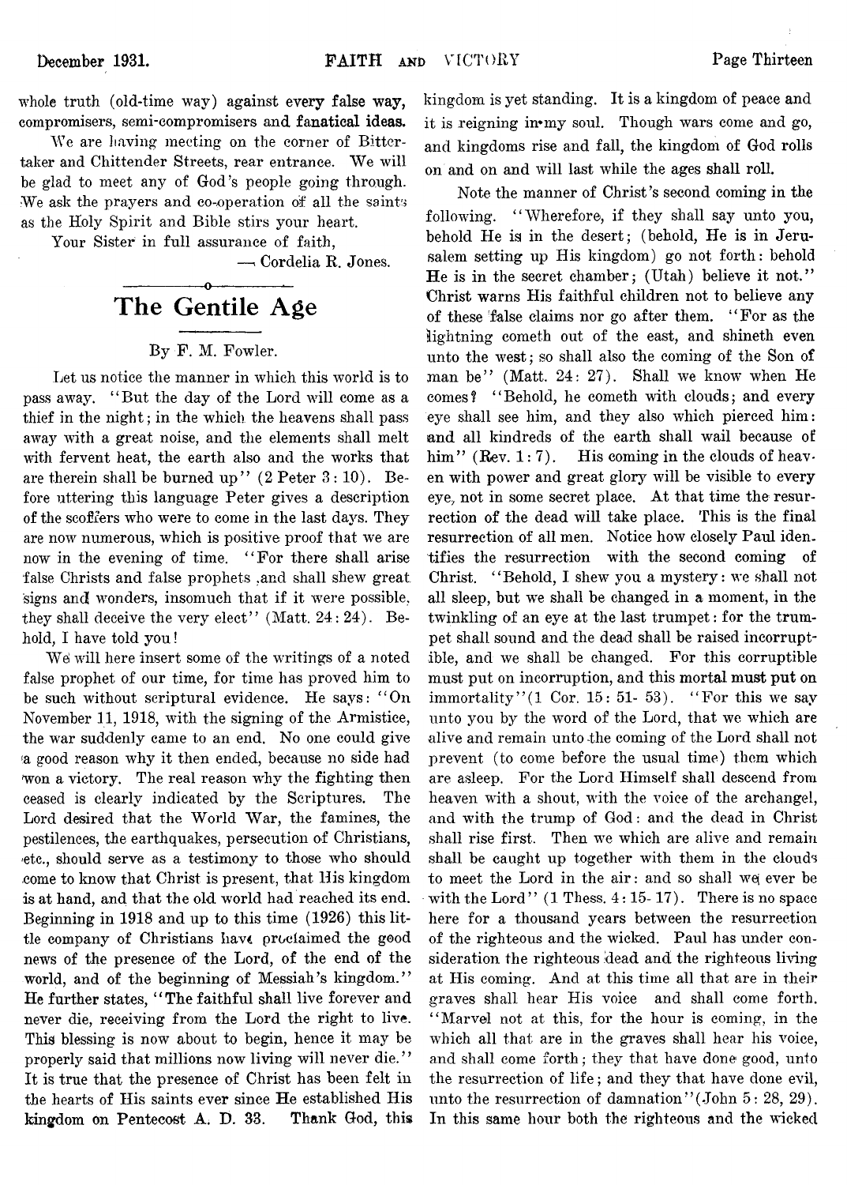whole truth (old-time way) against every false way, compromisers, semi-compromisers and fanatical ideas.

We are having meeting on the corner of Bittertaker and Chittender Streets, rear entrance. We will be glad to meet any of God's people going through. We ask the prayers and co-operation of all the saints as the Holy Spirit and Bible stirs your heart.

Your Sister in full assurance of faith,

— Cordelia R. Jones.

# The Gentile Age

By F. M. Fowler.

Let us notice the manner in which this world is to pass away. "But the day of the Lord will come as a thief in the night; in the which the heavens shall pass away with a great noise, and the elements shall melt with fervent heat, the earth also and the works that are therein shall be burned up" (2 Peter 3: 10). Before uttering this language Peter gives a description of the scoffers who were to come in the last days. They are now numerous, which is positive proof that we are now in the evening of time. "For there shall arise false Christs and false prophets, and shall shew great signs and wonders, insomuch that if it were possible, they shall deceive the very elect" (Matt. 24: 24). Behold, I have told you!

We will here insert some of the writings of a noted false prophet of our time, for time has proved him to be such without scriptural evidence. He says: "On November 11, 1918, with the signing of the Armistice, the war suddenly came to an end. No one could give a good reason why it then ended, because no side had won a victory. The real reason why the fighting then ceased is clearly indicated by the Scriptures. The Lord desired that the World War, the famines, the pestilences, the earthquakes, persecution of Christians, etc., should serve as a testimony to those who should come to know that Christ is present, that His kingdom is at hand, and that the old world had reached its end. Beginning in 1918 and up to this time (1926) this little company of Christians have proclaimed the good news of the presence of the Lord, of the end of the world, and of the beginning of Messiah's kingdom." He further states, "The faithful shall live forever and never die, receiving from the Lord the right to live. This blessing is now about to begin, hence it may be properly said that millions now living will never die." It is true that the presence of Christ has been felt in the hearts of His saints ever since He established His kingdom on Pentecost A. D. 33. Thank God, this kingdom is yet standing. It is a kingdom of peace and it is reigning in my soul. Though wars come and go, and kingdoms rise and fall, the kingdom of God rolls on and on and will last while the ages shall roll.

Note the manner of Christ's second coming in the following. "Wherefore, if they shall say unto you, behold He is in the desert; (behold, He is in Jerusalem setting up His kingdom) go not forth: behold He is in the secret chamber; (Utah) believe it not." Christ warns His faithful children not to believe any of these false claims nor go after them. "For as the lightning cometh out of the east, and shineth even unto the west; so shall also the coming of the Son of man be" (Matt. 24: 27). Shall we know when He comes? "Behold, he cometh with clouds; and every eye shall see him, and they also which pierced him: and all kindreds of the earth shall wail because of him" (Rev. 1: 7). His coming in the clouds of heaven with power and great glory will be visible to every eye, not in some secret place. At that time the resurrection of the dead will take place. This is the final resurrection of all men. Notice how closely Paul identifies the resurrection with the second coming of Christ. "Behold, I shew you a mystery: we shall not all sleep, but we shall be changed in a moment, in the twinkling of an eye at the last trumpet: for the trumpet shall sound and the dead shall be raised incorruptible, and we shall be changed. For this corruptible must put on incorruption, and this mortal must put on immortality" (1 Cor. 15: 51- 53). "For this we say unto you by the word of the Lord, that we which are alive and remain unto the coming of the Lord shall not prevent (to come before the usual time) them which are asleep. For the Lord Himself shall descend from heaven with a shout, with the voice of the archangel, and with the trump of God: and the dead in Christ shall rise first. Then we which are alive and remain shall be caught up together with them in the clouds to meet the Lord in the air: and so shall we ever be with the Lord" (1 Thess. 4: 15- 17). There is no space here for a thousand years between the resurrection of the righteous and the wicked. Paul has under consideration the righteous dead and the righteous living at His coming. And at this time all that are in their graves shall hear His voice and shall come forth. "Marvel not at this, for the hour is coming, in the which all that are in the graves shall hear his voice, and shall come forth; they that have done good, unto the resurrection of life; and they that have done evil, unto the resurrection of damnation" (John 5: 28, 29). In this same hour both the righteous and the wicked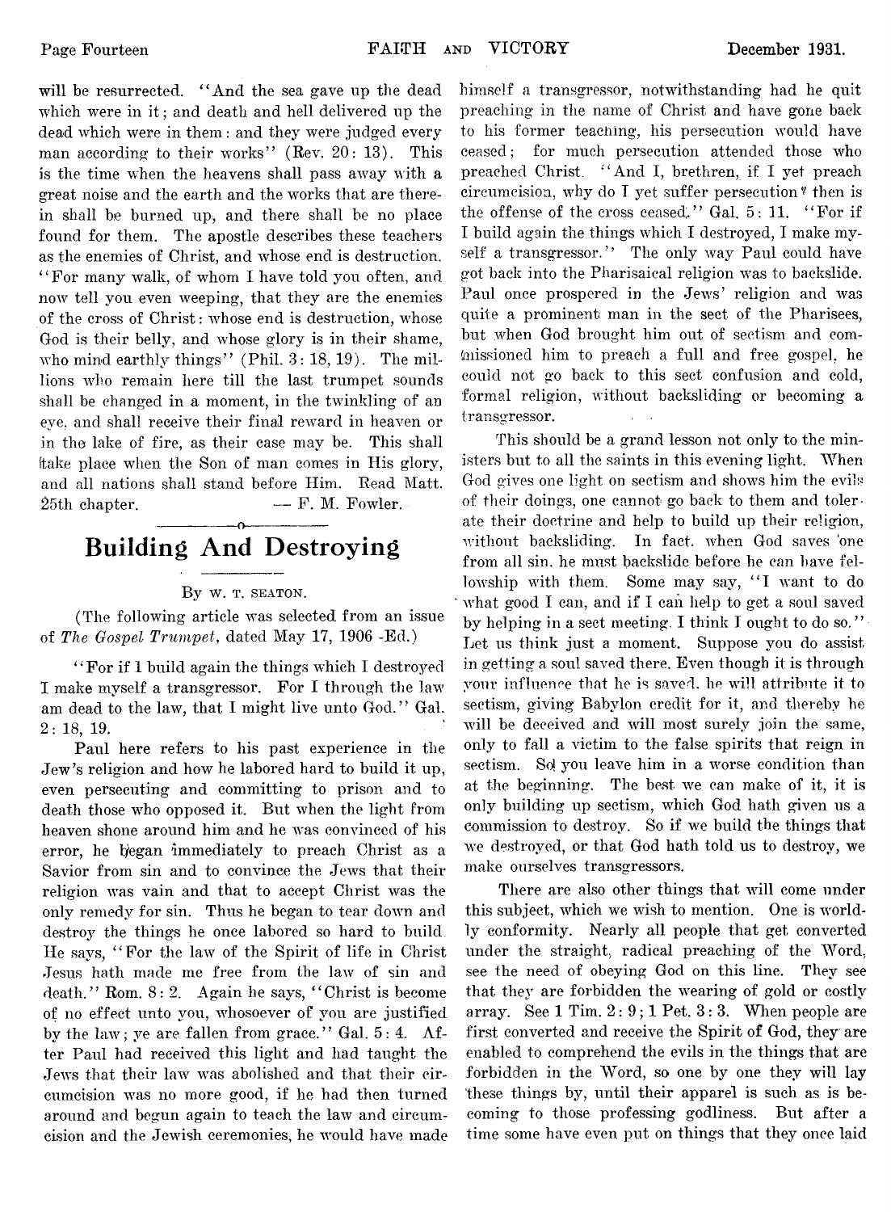will be resurrected. "And the sea gave up the dead which were in it; and death and hell delivered up the dead which were in them: and they were judged every man according to their works" (Rev. 20: 13). This is the time when the heavens shall pass away with a great noise and the earth and the works that are therein shall be burned up, and there shall be no place found for them. The apostle describes these teachers as the enemies of Christ, and whose end is destruction. "For many walk, of whom I have told you often, and now tell you even weeping, that they are the enemies of the cross of Christ: whose end is destruction, whose God is their belly, and whose glory is in their shame, who mind earthly things" (Phil. 3: 18, 19). The millions who remain here till the last trumpet sounds shall be changed in a moment, in the twinkling of an eye, and shall receive their final reward in heaven or in the lake of fire, as their case may be. This shall take place when the Son of man comes in His glory, and all nations shall stand before Him. Read Matt. 25th chapter. — F. M. Fowler.

# Building And Destroying

By W. T. SEATON.

(The following article was selected from an issue of *The Gospel Trumpet*, dated May 17, 1906 -Ed.)

"For if I build again the things which I destroyed I make myself a transgressor. For I through the law am dead to the law, that I might live unto God." Gal. 2: 18, 19.

Paul here refers to his past experience in the Jew's religion and how he labored hard to build it up, even persecuting and committing to prison and to death those who opposed it. But when the light from heaven shone around him and he was convinced of his error, he began immediately to preach Christ as a Savior from sin and to convince the Jews that their religion was vain and that to accept Christ was the only remedy for sin. Thus he began to tear down and destroy the things he once labored so hard to build. He says, "For the law of the Spirit of life in Christ Jesus hath made me free from the law of sin and death." Rom. 8: 2. Again he says, "Christ is become of no effect unto you, whosoever of you are justified by the law; ye are fallen from grace." Gal. 5: 4. After Paul had received this light and had taught the Jews that their law was abolished and that their circumcision was no more good, if he had then turned around and begun again to teach the law and circumcision and the Jewish ceremonies, he would have made himself a transgressor, notwithstanding had he quit preaching in the name of Christ and have gone back to his former teaching, his persecution would have ceased; for much persecution attended those who preached Christ. "And I, brethren, if I yet preach circumcision, why do I yet suffer persecution? then is the offense of the cross ceased." Gal. 5: 11. "For if I build again the things which I destroyed, I make myself a transgressor." The only way Paul could have got back into the Pharisaical religion was to backslide. Paul once prospered in the Jews' religion and was quite a prominent man in the sect of the Pharisees, but when God brought him out of sectism and commissioned him to preach a full and free gospel, he could not go back to this sect confusion and cold, formal religion, without backsliding or becoming a transgressor.

This should be a grand lesson not only to the ministers but to all the saints in this evening light. When God gives one light on sectism and shows him the evils of their doings, one cannot go back to them and tolerate their doctrine and help to build up their religion, without backsliding. In fact, when God saves one from all sin, he must backslide before he can have fellowship with them. Some may say, "I want to do what good I can, and if I can help to get a soul saved by helping in a sect meeting, I think I ought to do so." Let us think just a moment. Suppose you do assist in getting a soul saved there. Even though it is through your influence that he is saved, he will attribute it to sectism, giving Babylon credit for it, and thereby he will be deceived and will most surely join the same, only to fall a victim to the false spirits that reign in sectism. So you leave him in a worse condition than at the beginning. The best we can make of it, it is only building up sectism, which God hath given us a commission to destroy. So if we build the things that we destroyed, or that God hath told us to destroy, we make ourselves transgressors.

There are also other things that will come under this subject, which we wish to mention. One is worldly conformity. Nearly all people that get converted under the straight, radical preaching of the Word, see the need of obeying God on this line. They see that they are forbidden the wearing of gold or costly array. See 1 Tim. 2: 9; 1 Pet. 3: 3. When people are first converted and receive the Spirit of God, they are enabled to comprehend the evils in the things that are forbidden in the Word, so one by one they will lay these things by, until their apparel is such as is becoming to those professing godliness. But after a time some have even put on things that they once laid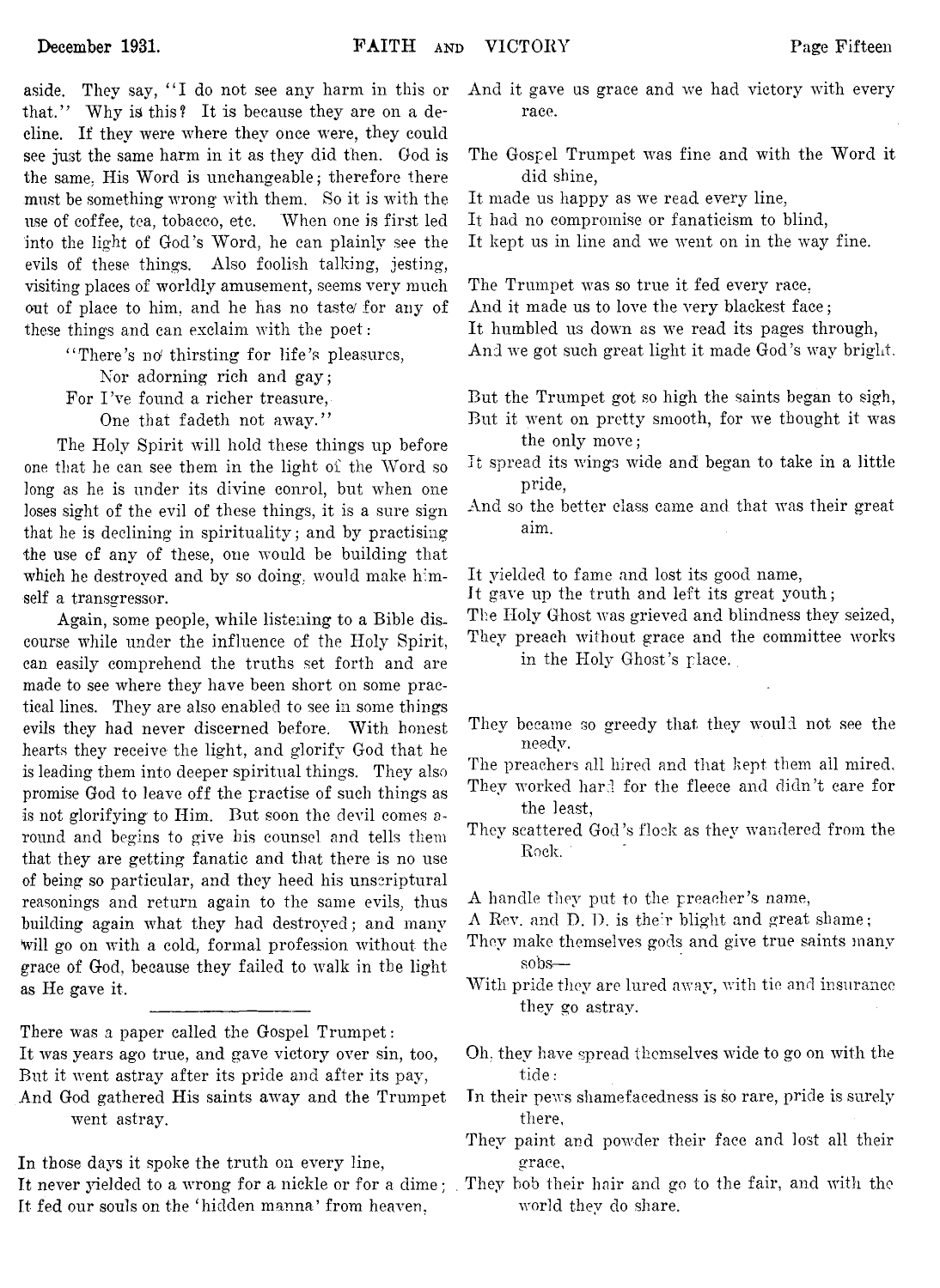aside. They say, "I do not see any harm in this or that." Why is this? It is because they are on a decline. If they were where they once were, they could see just the same harm in it as they did then. God is the same. His Word is unchangeable; therefore there must be something wrong with them. So it is with the use of coffee, tea, tobacco, etc. When one is first led into the light of God's Word, he can plainly see the evils of these things. Also foolish talking, jesting, visiting places of worldly amusement, seems very much out of place to him, and he has no taste for any of these things and can exclaim with the poet:

> "There's no thirsting for life's pleasures,
> Nor adorning rich and gay;
> For I've found a richer treasure,
> One that fadeth not away."

The Holy Spirit will hold these things up before one that he can see them in the light of the Word so long as he is under its divine conrol, but when one loses sight of the evil of these things, it is a sure sign that he is declining in spirituality; and by practising the use of any of these, one would be building that which he destroyed and by so doing, would make himself a transgressor.

Again, some people, while listening to a Bible discourse while under the influence of the Holy Spirit, can easily comprehend the truths set forth and are made to see where they have been short on some practical lines. They are also enabled to see in some things evils they had never discerned before. With honest hearts they receive the light, and glorify God that he is leading them into deeper spiritual things. They also promise God to leave off the practise of such things as is not glorifying to Him. But soon the devil comes around and begins to give his counsel and tells them that they are getting fanatic and that there is no use of being so particular, and they heed his unscriptural reasonings and return again to the same evils, thus building again what they had destroyed; and many will go on with a cold, formal profession without the grace of God, because they failed to walk in the light as He gave it.

---

There was a paper called the Gospel Trumpet:
It was years ago true, and gave victory over sin, too,
But it went astray after its pride and after its pay,
And God gathered His saints away and the Trumpet went astray.

In those days it spoke the truth on every line,
It never yielded to a wrong for a nickle or for a dime;
It fed our souls on the 'hidden manna' from heaven,
And it gave us grace and we had victory with every race.

The Gospel Trumpet was fine and with the Word it did shine,
It made us happy as we read every line,
It had no compromise or fanaticism to blind,
It kept us in line and we went on in the way fine.

The Trumpet was so true it fed every race,
And it made us to love the very blackest face;
It humbled us down as we read its pages through,
And we got such great light it made God's way bright.

But the Trumpet got so high the saints began to sigh,
But it went on pretty smooth, for we thought it was the only move;
It spread its wings wide and began to take in a little pride,
And so the better class came and that was their great aim.

It yielded to fame and lost its good name,
It gave up the truth and left its great youth;
The Holy Ghost was grieved and blindness they seized,
They preach without grace and the committee works in the Holy Ghost's place.

They became so greedy that they would not see the needy.
The preachers all hired and that kept them all mired.
They worked hard for the fleece and didn't care for the least,
They scattered God's flock as they wandered from the Rock.

A handle they put to the preacher's name,
A Rev. and D. D. is their blight and great shame;
They make themselves gods and give true saints many sobs—
With pride they are lured away, with tie and insurance they go astray.

Oh, they have spread themselves wide to go on with the tide:
In their pews shamefacedness is so rare, pride is surely there,
They paint and powder their face and lost all their grace,
They bob their hair and go to the fair, and with the world they do share.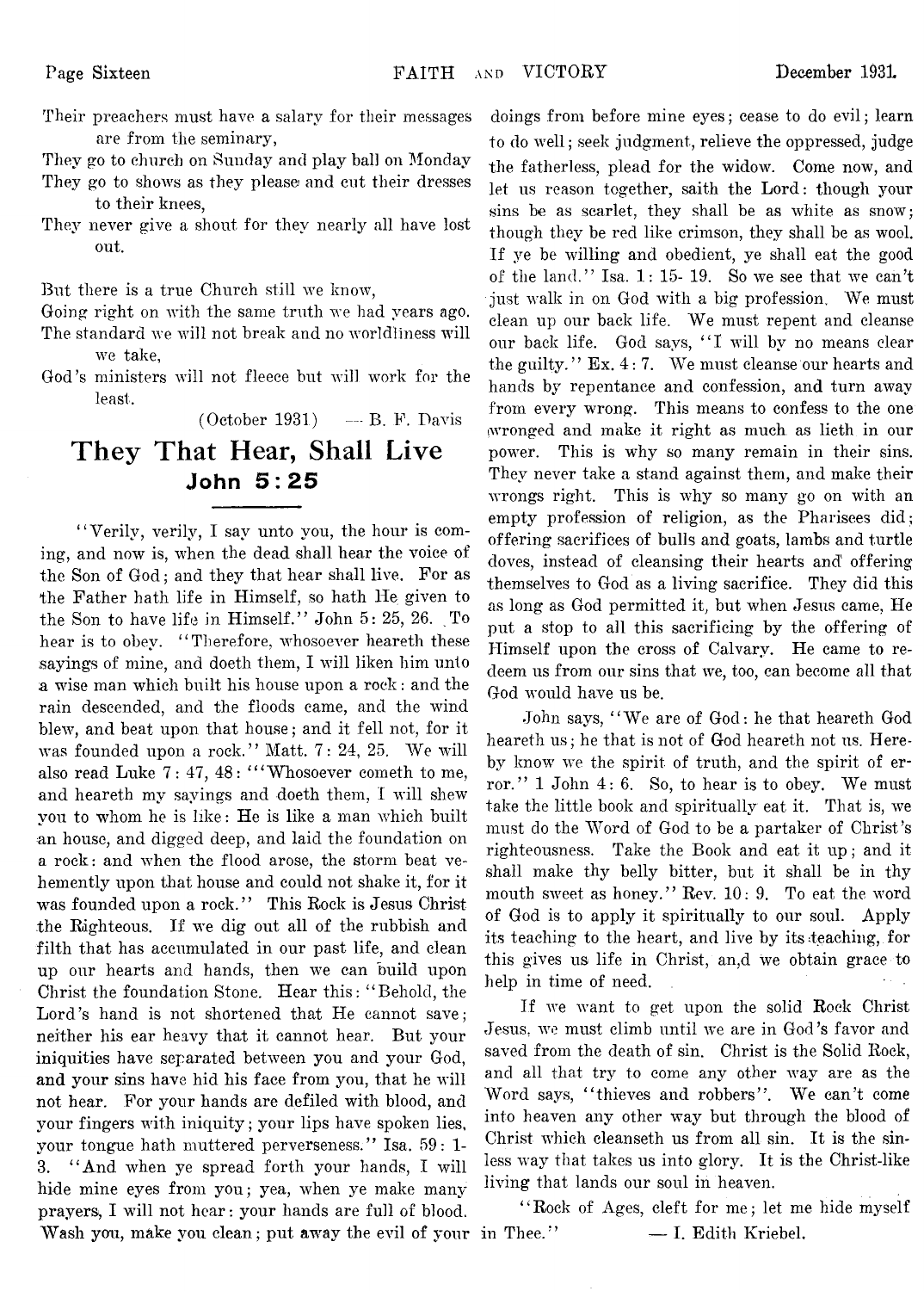Their preachers must have a salary for their messages are from the seminary,
They go to church on Sunday and play ball on Monday
They go to shows as they please and cut their dresses to their knees,
They never give a shout for they nearly all have lost out.

But there is a true Church still we know,
Going right on with the same truth we had years ago.
The standard we will not break and no worldliness will we take,
God's ministers will not fleece but will work for the least.

(October 1931) — B. F. Davis

# They That Hear, Shall Live
## John 5:25

"Verily, verily, I say unto you, the hour is coming, and now is, when the dead shall hear the voice of the Son of God; and they that hear shall live. For as the Father hath life in Himself, so hath He given to the Son to have life in Himself." John 5: 25, 26. To hear is to obey. "Therefore, whosoever heareth these sayings of mine, and doeth them, I will liken him unto a wise man which built his house upon a rock: and the rain descended, and the floods came, and the wind blew, and beat upon that house; and it fell not, for it was founded upon a rock." Matt. 7: 24, 25. We will also read Luke 7: 47, 48: "'Whosoever cometh to me, and heareth my sayings and doeth them, I will shew you to whom he is like: He is like a man which built an house, and digged deep, and laid the foundation on a rock: and when the flood arose, the storm beat vehemently upon that house and could not shake it, for it was founded upon a rock." This Rock is Jesus Christ the Righteous. If we dig out all of the rubbish and filth that has accumulated in our past life, and clean up our hearts and hands, then we can build upon Christ the foundation Stone. Hear this: "Behold, the Lord's hand is not shortened that He cannot save; neither his ear heavy that it cannot hear. But your iniquities have separated between you and your God, and your sins have hid his face from you, that he will not hear. For your hands are defiled with blood, and your fingers with iniquity; your lips have spoken lies, your tongue hath muttered perverseness." Isa. 59: 1-3. "And when ye spread forth your hands, I will hide mine eyes from you; yea, when ye make many prayers, I will not hear: your hands are full of blood. Wash you, make you clean; put away the evil of your doings from before mine eyes; cease to do evil; learn to do well; seek judgment, relieve the oppressed, judge the fatherless, plead for the widow. Come now, and let us reason together, saith the Lord: though your sins be as scarlet, they shall be as white as snow; though they be red like crimson, they shall be as wool. If ye be willing and obedient, ye shall eat the good of the land." Isa. 1: 15- 19. So we see that we can't just walk in on God with a big profession. We must clean up our back life. We must repent and cleanse our back life. God says, "I will by no means clear the guilty." Ex. 4: 7. We must cleanse our hearts and hands by repentance and confession, and turn away from every wrong. This means to confess to the one wronged and make it right as much as lieth in our power. This is why so many remain in their sins. They never take a stand against them, and make their wrongs right. This is why so many go on with an empty profession of religion, as the Pharisees did; offering sacrifices of bulls and goats, lambs and turtle doves, instead of cleansing their hearts and offering themselves to God as a living sacrifice. They did this as long as God permitted it, but when Jesus came, He put a stop to all this sacrificing by the offering of Himself upon the cross of Calvary. He came to redeem us from our sins that we, too, can become all that God would have us be.

John says, "We are of God: he that heareth God heareth us; he that is not of God heareth not us. Hereby know we the spirit of truth, and the spirit of error." 1 John 4: 6. So, to hear is to obey. We must take the little book and spiritually eat it. That is, we must do the Word of God to be a partaker of Christ's righteousness. Take the Book and eat it up; and it shall make thy belly bitter, but it shall be in thy mouth sweet as honey." Rev. 10: 9. To eat the word of God is to apply it spiritually to our soul. Apply its teaching to the heart, and live by its teaching, for this gives us life in Christ, and we obtain grace to help in time of need.

If we want to get upon the solid Rock Christ Jesus, we must climb until we are in God's favor and saved from the death of sin. Christ is the Solid Rock, and all that try to come any other way are as the Word says, "thieves and robbers". We can't come into heaven any other way but through the blood of Christ which cleanseth us from all sin. It is the sinless way that takes us into glory. It is the Christ-like living that lands our soul in heaven.

"Rock of Ages, cleft for me; let me hide myself in Thee." — I. Edith Kriebel.